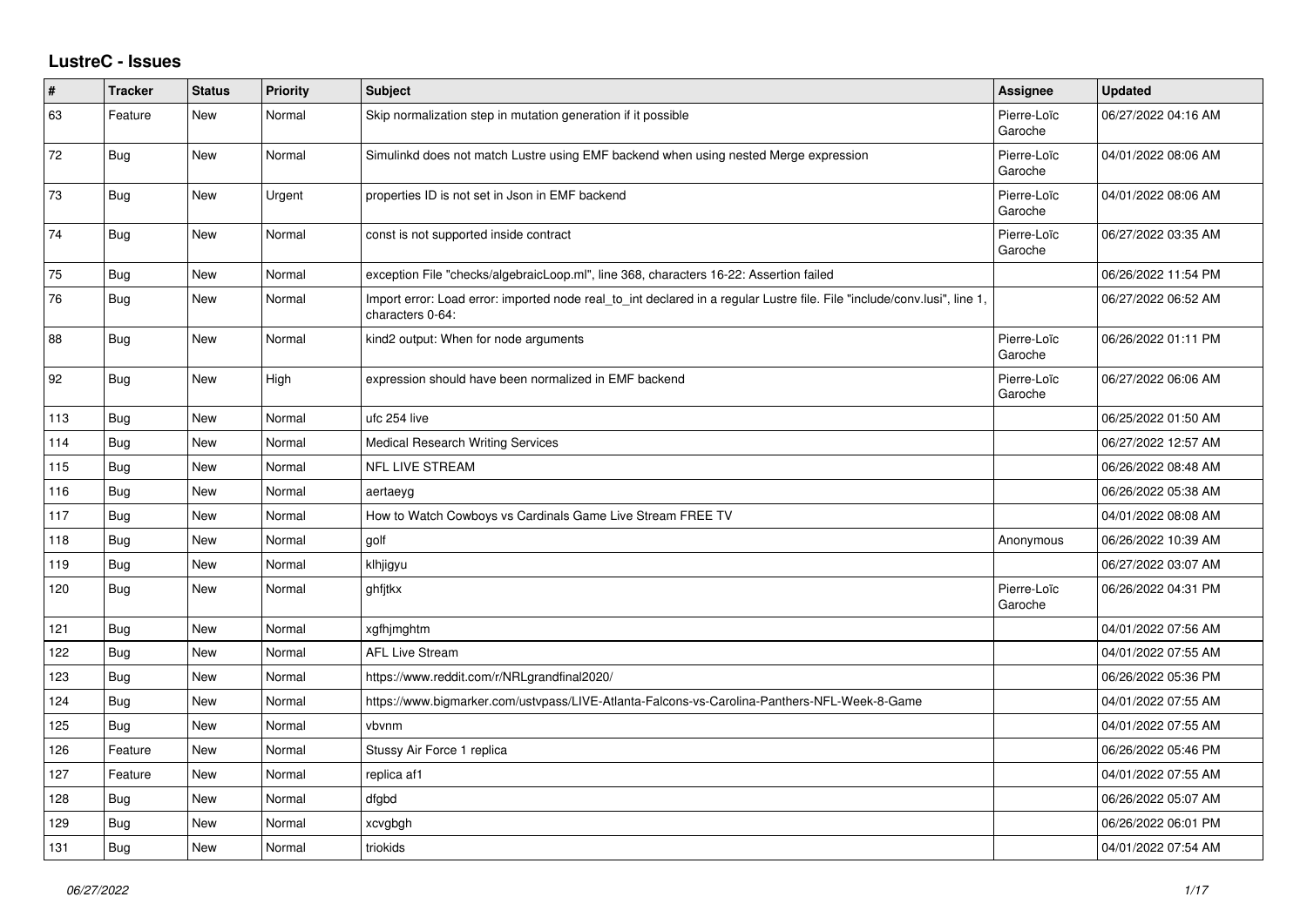# LustreC - Issues

| # | Tracker | Status | Priority | Subject | Assignee | Updated |
|---|---|---|---|---|---|---|
| 63 | Feature | New | Normal | Skip normalization step in mutation generation if it possible | Pierre-Loïc Garoche | 06/27/2022 04:16 AM |
| 72 | Bug | New | Normal | Simulinkd does not match Lustre using EMF backend when using nested Merge expression | Pierre-Loïc Garoche | 04/01/2022 08:06 AM |
| 73 | Bug | New | Urgent | properties ID is not set in Json in EMF backend | Pierre-Loïc Garoche | 04/01/2022 08:06 AM |
| 74 | Bug | New | Normal | const is not supported inside contract | Pierre-Loïc Garoche | 06/27/2022 03:35 AM |
| 75 | Bug | New | Normal | exception File "checks/algebraicLoop.ml", line 368, characters 16-22: Assertion failed | | 06/26/2022 11:54 PM |
| 76 | Bug | New | Normal | Import error: Load error: imported node real_to_int declared in a regular Lustre file. File "include/conv.lusi", line 1, characters 0-64: | | 06/27/2022 06:52 AM |
| 88 | Bug | New | Normal | kind2 output: When for node arguments | Pierre-Loïc Garoche | 06/26/2022 01:11 PM |
| 92 | Bug | New | High | expression should have been normalized in EMF backend | Pierre-Loïc Garoche | 06/27/2022 06:06 AM |
| 113 | Bug | New | Normal | ufc 254 live | | 06/25/2022 01:50 AM |
| 114 | Bug | New | Normal | Medical Research Writing Services | | 06/27/2022 12:57 AM |
| 115 | Bug | New | Normal | NFL LIVE STREAM | | 06/26/2022 08:48 AM |
| 116 | Bug | New | Normal | aertaeyg | | 06/26/2022 05:38 AM |
| 117 | Bug | New | Normal | How to Watch Cowboys vs Cardinals Game Live Stream FREE TV | | 04/01/2022 08:08 AM |
| 118 | Bug | New | Normal | golf | Anonymous | 06/26/2022 10:39 AM |
| 119 | Bug | New | Normal | klhjigyu | | 06/27/2022 03:07 AM |
| 120 | Bug | New | Normal | ghfjtkx | Pierre-Loïc Garoche | 06/26/2022 04:31 PM |
| 121 | Bug | New | Normal | xgfhjmghtm | | 04/01/2022 07:56 AM |
| 122 | Bug | New | Normal | AFL Live Stream | | 04/01/2022 07:55 AM |
| 123 | Bug | New | Normal | https://www.reddit.com/r/NRLgrandfinal2020/ | | 06/26/2022 05:36 PM |
| 124 | Bug | New | Normal | https://www.bigmarker.com/ustvpass/LIVE-Atlanta-Falcons-vs-Carolina-Panthers-NFL-Week-8-Game | | 04/01/2022 07:55 AM |
| 125 | Bug | New | Normal | vbvnm | | 04/01/2022 07:55 AM |
| 126 | Feature | New | Normal | Stussy Air Force 1 replica | | 06/26/2022 05:46 PM |
| 127 | Feature | New | Normal | replica af1 | | 04/01/2022 07:55 AM |
| 128 | Bug | New | Normal | dfgbd | | 06/26/2022 05:07 AM |
| 129 | Bug | New | Normal | xcvgbgh | | 06/26/2022 06:01 PM |
| 131 | Bug | New | Normal | triokids | | 04/01/2022 07:54 AM |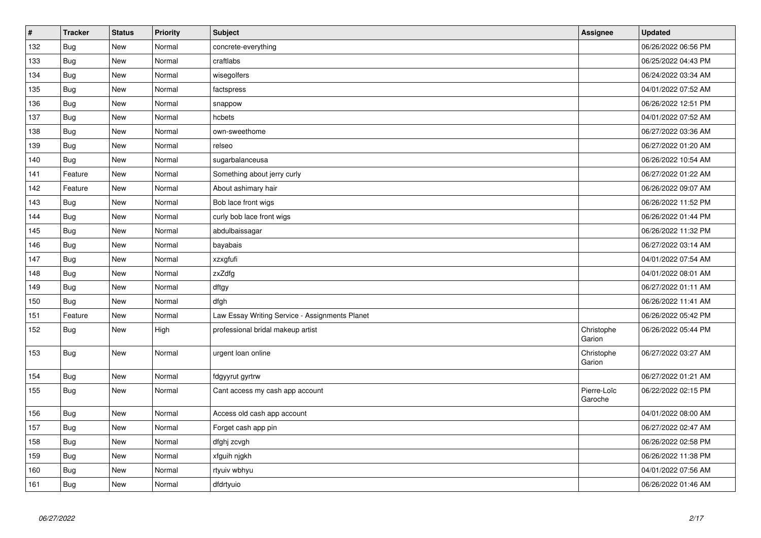| # | Tracker | Status | Priority | Subject | Assignee | Updated |
|---|---|---|---|---|---|---|
| 132 | Bug | New | Normal | concrete-everything | | 06/26/2022 06:56 PM |
| 133 | Bug | New | Normal | craftlabs | | 06/25/2022 04:43 PM |
| 134 | Bug | New | Normal | wisegolfers | | 06/24/2022 03:34 AM |
| 135 | Bug | New | Normal | factspress | | 04/01/2022 07:52 AM |
| 136 | Bug | New | Normal | snappow | | 06/26/2022 12:51 PM |
| 137 | Bug | New | Normal | hcbets | | 04/01/2022 07:52 AM |
| 138 | Bug | New | Normal | own-sweethome | | 06/27/2022 03:36 AM |
| 139 | Bug | New | Normal | relseo | | 06/27/2022 01:20 AM |
| 140 | Bug | New | Normal | sugarbalanceusa | | 06/26/2022 10:54 AM |
| 141 | Feature | New | Normal | Something about jerry curly | | 06/27/2022 01:22 AM |
| 142 | Feature | New | Normal | About ashimary hair | | 06/26/2022 09:07 AM |
| 143 | Bug | New | Normal | Bob lace front wigs | | 06/26/2022 11:52 PM |
| 144 | Bug | New | Normal | curly bob lace front wigs | | 06/26/2022 01:44 PM |
| 145 | Bug | New | Normal | abdulbaissagar | | 06/26/2022 11:32 PM |
| 146 | Bug | New | Normal | bayabais | | 06/27/2022 03:14 AM |
| 147 | Bug | New | Normal | xzxgfufi | | 04/01/2022 07:54 AM |
| 148 | Bug | New | Normal | zxZdfg | | 04/01/2022 08:01 AM |
| 149 | Bug | New | Normal | dftgy | | 06/27/2022 01:11 AM |
| 150 | Bug | New | Normal | dfgh | | 06/26/2022 11:41 AM |
| 151 | Feature | New | Normal | Law Essay Writing Service - Assignments Planet | | 06/26/2022 05:42 PM |
| 152 | Bug | New | High | professional bridal makeup artist | Christophe Garion | 06/26/2022 05:44 PM |
| 153 | Bug | New | Normal | urgent loan online | Christophe Garion | 06/27/2022 03:27 AM |
| 154 | Bug | New | Normal | fdgyyrut gyrtrw | | 06/27/2022 01:21 AM |
| 155 | Bug | New | Normal | Cant access my cash app account | Pierre-Loïc Garoche | 06/22/2022 02:15 PM |
| 156 | Bug | New | Normal | Access old cash app account | | 04/01/2022 08:00 AM |
| 157 | Bug | New | Normal | Forget cash app pin | | 06/27/2022 02:47 AM |
| 158 | Bug | New | Normal | dfghj zcvgh | | 06/26/2022 02:58 PM |
| 159 | Bug | New | Normal | xfguih njgkh | | 06/26/2022 11:38 PM |
| 160 | Bug | New | Normal | rtyuiv wbhyu | | 04/01/2022 07:56 AM |
| 161 | Bug | New | Normal | dfdrtyuio | | 06/26/2022 01:46 AM |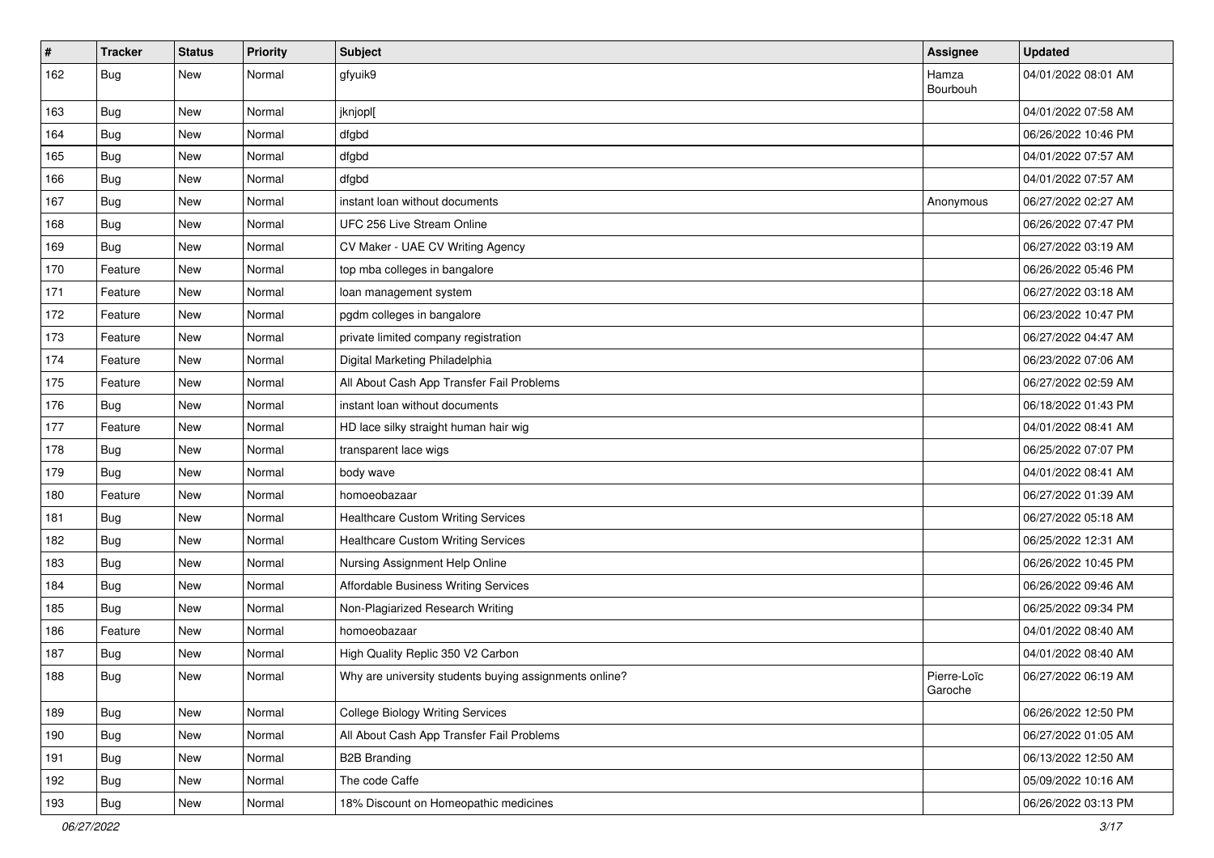| # | Tracker | Status | Priority | Subject | Assignee | Updated |
|---|---|---|---|---|---|---|
| 162 | Bug | New | Normal | gfyuik9 | Hamza Bourbouh | 04/01/2022 08:01 AM |
| 163 | Bug | New | Normal | jknjopl[ | | 04/01/2022 07:58 AM |
| 164 | Bug | New | Normal | dfgbd | | 06/26/2022 10:46 PM |
| 165 | Bug | New | Normal | dfgbd | | 04/01/2022 07:57 AM |
| 166 | Bug | New | Normal | dfgbd | | 04/01/2022 07:57 AM |
| 167 | Bug | New | Normal | instant loan without documents | Anonymous | 06/27/2022 02:27 AM |
| 168 | Bug | New | Normal | UFC 256 Live Stream Online | | 06/26/2022 07:47 PM |
| 169 | Bug | New | Normal | CV Maker - UAE CV Writing Agency | | 06/27/2022 03:19 AM |
| 170 | Feature | New | Normal | top mba colleges in bangalore | | 06/26/2022 05:46 PM |
| 171 | Feature | New | Normal | loan management system | | 06/27/2022 03:18 AM |
| 172 | Feature | New | Normal | pgdm colleges in bangalore | | 06/23/2022 10:47 PM |
| 173 | Feature | New | Normal | private limited company registration | | 06/27/2022 04:47 AM |
| 174 | Feature | New | Normal | Digital Marketing Philadelphia | | 06/23/2022 07:06 AM |
| 175 | Feature | New | Normal | All About Cash App Transfer Fail Problems | | 06/27/2022 02:59 AM |
| 176 | Bug | New | Normal | instant loan without documents | | 06/18/2022 01:43 PM |
| 177 | Feature | New | Normal | HD lace silky straight human hair wig | | 04/01/2022 08:41 AM |
| 178 | Bug | New | Normal | transparent lace wigs | | 06/25/2022 07:07 PM |
| 179 | Bug | New | Normal | body wave | | 04/01/2022 08:41 AM |
| 180 | Feature | New | Normal | homoeobazaar | | 06/27/2022 01:39 AM |
| 181 | Bug | New | Normal | Healthcare Custom Writing Services | | 06/27/2022 05:18 AM |
| 182 | Bug | New | Normal | Healthcare Custom Writing Services | | 06/25/2022 12:31 AM |
| 183 | Bug | New | Normal | Nursing Assignment Help Online | | 06/26/2022 10:45 PM |
| 184 | Bug | New | Normal | Affordable Business Writing Services | | 06/26/2022 09:46 AM |
| 185 | Bug | New | Normal | Non-Plagiarized Research Writing | | 06/25/2022 09:34 PM |
| 186 | Feature | New | Normal | homoeobazaar | | 04/01/2022 08:40 AM |
| 187 | Bug | New | Normal | High Quality Replic 350 V2 Carbon | | 04/01/2022 08:40 AM |
| 188 | Bug | New | Normal | Why are university students buying assignments online? | Pierre-Loïc Garoche | 06/27/2022 06:19 AM |
| 189 | Bug | New | Normal | College Biology Writing Services | | 06/26/2022 12:50 PM |
| 190 | Bug | New | Normal | All About Cash App Transfer Fail Problems | | 06/27/2022 01:05 AM |
| 191 | Bug | New | Normal | B2B Branding | | 06/13/2022 12:50 AM |
| 192 | Bug | New | Normal | The code Caffe | | 05/09/2022 10:16 AM |
| 193 | Bug | New | Normal | 18% Discount on Homeopathic medicines | | 06/26/2022 03:13 PM |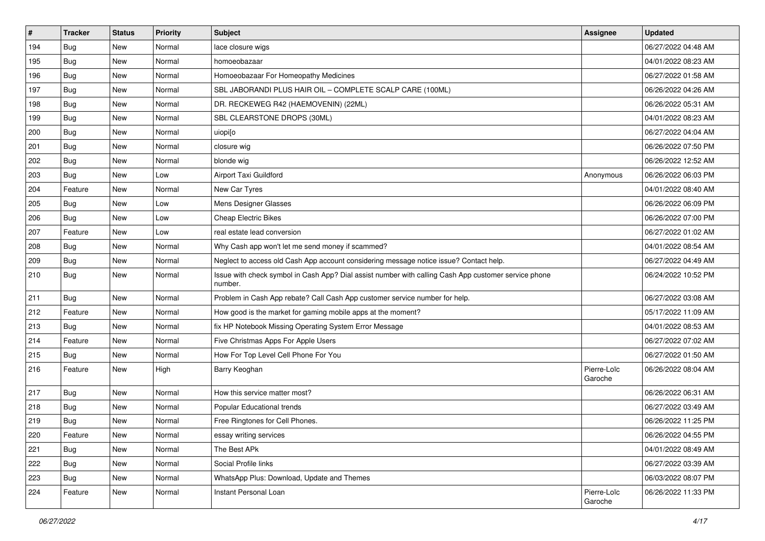| # | Tracker | Status | Priority | Subject | Assignee | Updated |
|---|---|---|---|---|---|---|
| 194 | Bug | New | Normal | lace closure wigs | | 06/27/2022 04:48 AM |
| 195 | Bug | New | Normal | homoeobazaar | | 04/01/2022 08:23 AM |
| 196 | Bug | New | Normal | Homoeobazaar For Homeopathy Medicines | | 06/27/2022 01:58 AM |
| 197 | Bug | New | Normal | SBL JABORANDI PLUS HAIR OIL – COMPLETE SCALP CARE (100ML) | | 06/26/2022 04:26 AM |
| 198 | Bug | New | Normal | DR. RECKEWEG R42 (HAEMOVENIN) (22ML) | | 06/26/2022 05:31 AM |
| 199 | Bug | New | Normal | SBL CLEARSTONE DROPS (30ML) | | 04/01/2022 08:23 AM |
| 200 | Bug | New | Normal | uiopi[o | | 06/27/2022 04:04 AM |
| 201 | Bug | New | Normal | closure wig | | 06/26/2022 07:50 PM |
| 202 | Bug | New | Normal | blonde wig | | 06/26/2022 12:52 AM |
| 203 | Bug | New | Low | Airport Taxi Guildford | Anonymous | 06/26/2022 06:03 PM |
| 204 | Feature | New | Normal | New Car Tyres | | 04/01/2022 08:40 AM |
| 205 | Bug | New | Low | Mens Designer Glasses | | 06/26/2022 06:09 PM |
| 206 | Bug | New | Low | Cheap Electric Bikes | | 06/26/2022 07:00 PM |
| 207 | Feature | New | Low | real estate lead conversion | | 06/27/2022 01:02 AM |
| 208 | Bug | New | Normal | Why Cash app won't let me send money if scammed? | | 04/01/2022 08:54 AM |
| 209 | Bug | New | Normal | Neglect to access old Cash App account considering message notice issue? Contact help. | | 06/27/2022 04:49 AM |
| 210 | Bug | New | Normal | Issue with check symbol in Cash App? Dial assist number with calling Cash App customer service phone number. | | 06/24/2022 10:52 PM |
| 211 | Bug | New | Normal | Problem in Cash App rebate? Call Cash App customer service number for help. | | 06/27/2022 03:08 AM |
| 212 | Feature | New | Normal | How good is the market for gaming mobile apps at the moment? | | 05/17/2022 11:09 AM |
| 213 | Bug | New | Normal | fix HP Notebook Missing Operating System Error Message | | 04/01/2022 08:53 AM |
| 214 | Feature | New | Normal | Five Christmas Apps For Apple Users | | 06/27/2022 07:02 AM |
| 215 | Bug | New | Normal | How For Top Level Cell Phone For You | | 06/27/2022 01:50 AM |
| 216 | Feature | New | High | Barry Keoghan | Pierre-Loïc Garoche | 06/26/2022 08:04 AM |
| 217 | Bug | New | Normal | How this service matter most? | | 06/26/2022 06:31 AM |
| 218 | Bug | New | Normal | Popular Educational trends | | 06/27/2022 03:49 AM |
| 219 | Bug | New | Normal | Free Ringtones for Cell Phones. | | 06/26/2022 11:25 PM |
| 220 | Feature | New | Normal | essay writing services | | 06/26/2022 04:55 PM |
| 221 | Bug | New | Normal | The Best APk | | 04/01/2022 08:49 AM |
| 222 | Bug | New | Normal | Social Profile links | | 06/27/2022 03:39 AM |
| 223 | Bug | New | Normal | WhatsApp Plus: Download, Update and Themes | | 06/03/2022 08:07 PM |
| 224 | Feature | New | Normal | Instant Personal Loan | Pierre-Loïc Garoche | 06/26/2022 11:33 PM |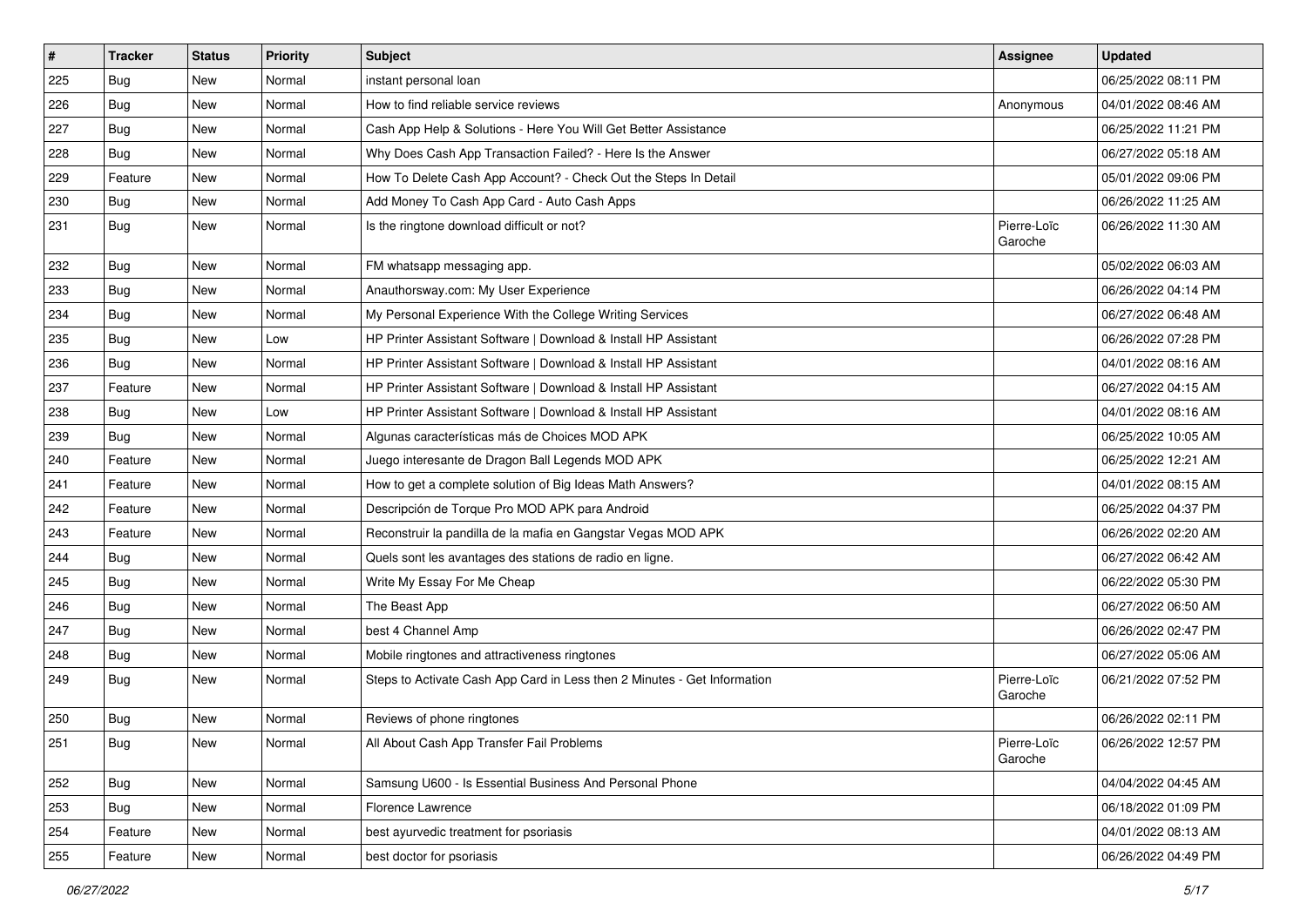| # | Tracker | Status | Priority | Subject | Assignee | Updated |
|---|---|---|---|---|---|---|
| 225 | Bug | New | Normal | instant personal loan | | 06/25/2022 08:11 PM |
| 226 | Bug | New | Normal | How to find reliable service reviews | Anonymous | 04/01/2022 08:46 AM |
| 227 | Bug | New | Normal | Cash App Help & Solutions - Here You Will Get Better Assistance | | 06/25/2022 11:21 PM |
| 228 | Bug | New | Normal | Why Does Cash App Transaction Failed? - Here Is the Answer | | 06/27/2022 05:18 AM |
| 229 | Feature | New | Normal | How To Delete Cash App Account? - Check Out the Steps In Detail | | 05/01/2022 09:06 PM |
| 230 | Bug | New | Normal | Add Money To Cash App Card - Auto Cash Apps | | 06/26/2022 11:25 AM |
| 231 | Bug | New | Normal | Is the ringtone download difficult or not? | Pierre-Loïc Garoche | 06/26/2022 11:30 AM |
| 232 | Bug | New | Normal | FM whatsapp messaging app. | | 05/02/2022 06:03 AM |
| 233 | Bug | New | Normal | Anauthorsway.com: My User Experience | | 06/26/2022 04:14 PM |
| 234 | Bug | New | Normal | My Personal Experience With the College Writing Services | | 06/27/2022 06:48 AM |
| 235 | Bug | New | Low | HP Printer Assistant Software \| Download & Install HP Assistant | | 06/26/2022 07:28 PM |
| 236 | Bug | New | Normal | HP Printer Assistant Software \| Download & Install HP Assistant | | 04/01/2022 08:16 AM |
| 237 | Feature | New | Normal | HP Printer Assistant Software \| Download & Install HP Assistant | | 06/27/2022 04:15 AM |
| 238 | Bug | New | Low | HP Printer Assistant Software \| Download & Install HP Assistant | | 04/01/2022 08:16 AM |
| 239 | Bug | New | Normal | Algunas características más de Choices MOD APK | | 06/25/2022 10:05 AM |
| 240 | Feature | New | Normal | Juego interesante de Dragon Ball Legends MOD APK | | 06/25/2022 12:21 AM |
| 241 | Feature | New | Normal | How to get a complete solution of Big Ideas Math Answers? | | 04/01/2022 08:15 AM |
| 242 | Feature | New | Normal | Descripción de Torque Pro MOD APK para Android | | 06/25/2022 04:37 PM |
| 243 | Feature | New | Normal | Reconstruir la pandilla de la mafia en Gangstar Vegas MOD APK | | 06/26/2022 02:20 AM |
| 244 | Bug | New | Normal | Quels sont les avantages des stations de radio en ligne. | | 06/27/2022 06:42 AM |
| 245 | Bug | New | Normal | Write My Essay For Me Cheap | | 06/22/2022 05:30 PM |
| 246 | Bug | New | Normal | The Beast App | | 06/27/2022 06:50 AM |
| 247 | Bug | New | Normal | best 4 Channel Amp | | 06/26/2022 02:47 PM |
| 248 | Bug | New | Normal | Mobile ringtones and attractiveness ringtones | | 06/27/2022 05:06 AM |
| 249 | Bug | New | Normal | Steps to Activate Cash App Card in Less then 2 Minutes - Get Information | Pierre-Loïc Garoche | 06/21/2022 07:52 PM |
| 250 | Bug | New | Normal | Reviews of phone ringtones | | 06/26/2022 02:11 PM |
| 251 | Bug | New | Normal | All About Cash App Transfer Fail Problems | Pierre-Loïc Garoche | 06/26/2022 12:57 PM |
| 252 | Bug | New | Normal | Samsung U600 - Is Essential Business And Personal Phone | | 04/04/2022 04:45 AM |
| 253 | Bug | New | Normal | Florence Lawrence | | 06/18/2022 01:09 PM |
| 254 | Feature | New | Normal | best ayurvedic treatment for psoriasis | | 04/01/2022 08:13 AM |
| 255 | Feature | New | Normal | best doctor for psoriasis | | 06/26/2022 04:49 PM |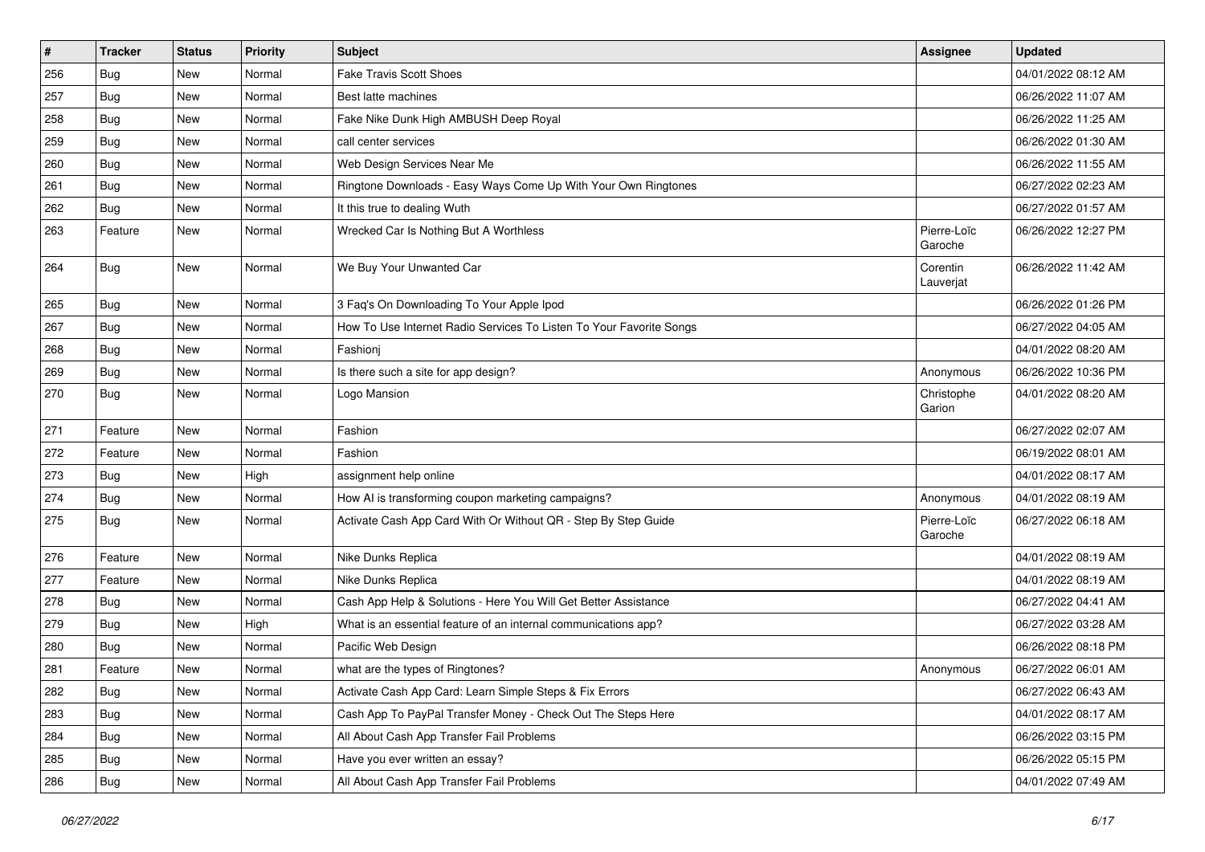| # | Tracker | Status | Priority | Subject | Assignee | Updated |
|---|---|---|---|---|---|---|
| 256 | Bug | New | Normal | Fake Travis Scott Shoes | | 04/01/2022 08:12 AM |
| 257 | Bug | New | Normal | Best latte machines | | 06/26/2022 11:07 AM |
| 258 | Bug | New | Normal | Fake Nike Dunk High AMBUSH Deep Royal | | 06/26/2022 11:25 AM |
| 259 | Bug | New | Normal | call center services | | 06/26/2022 01:30 AM |
| 260 | Bug | New | Normal | Web Design Services Near Me | | 06/26/2022 11:55 AM |
| 261 | Bug | New | Normal | Ringtone Downloads - Easy Ways Come Up With Your Own Ringtones | | 06/27/2022 02:23 AM |
| 262 | Bug | New | Normal | It this true to dealing Wuth | | 06/27/2022 01:57 AM |
| 263 | Feature | New | Normal | Wrecked Car Is Nothing But A Worthless | Pierre-Loïc Garoche | 06/26/2022 12:27 PM |
| 264 | Bug | New | Normal | We Buy Your Unwanted Car | Corentin Lauverjat | 06/26/2022 11:42 AM |
| 265 | Bug | New | Normal | 3 Faq's On Downloading To Your Apple Ipod | | 06/26/2022 01:26 PM |
| 267 | Bug | New | Normal | How To Use Internet Radio Services To Listen To Your Favorite Songs | | 06/27/2022 04:05 AM |
| 268 | Bug | New | Normal | Fashionj | | 04/01/2022 08:20 AM |
| 269 | Bug | New | Normal | Is there such a site for app design? | Anonymous | 06/26/2022 10:36 PM |
| 270 | Bug | New | Normal | Logo Mansion | Christophe Garion | 04/01/2022 08:20 AM |
| 271 | Feature | New | Normal | Fashion | | 06/27/2022 02:07 AM |
| 272 | Feature | New | Normal | Fashion | | 06/19/2022 08:01 AM |
| 273 | Bug | New | High | assignment help online | | 04/01/2022 08:17 AM |
| 274 | Bug | New | Normal | How AI is transforming coupon marketing campaigns? | Anonymous | 04/01/2022 08:19 AM |
| 275 | Bug | New | Normal | Activate Cash App Card With Or Without QR - Step By Step Guide | Pierre-Loïc Garoche | 06/27/2022 06:18 AM |
| 276 | Feature | New | Normal | Nike Dunks Replica | | 04/01/2022 08:19 AM |
| 277 | Feature | New | Normal | Nike Dunks Replica | | 04/01/2022 08:19 AM |
| 278 | Bug | New | Normal | Cash App Help & Solutions - Here You Will Get Better Assistance | | 06/27/2022 04:41 AM |
| 279 | Bug | New | High | What is an essential feature of an internal communications app? | | 06/27/2022 03:28 AM |
| 280 | Bug | New | Normal | Pacific Web Design | | 06/26/2022 08:18 PM |
| 281 | Feature | New | Normal | what are the types of Ringtones? | Anonymous | 06/27/2022 06:01 AM |
| 282 | Bug | New | Normal | Activate Cash App Card: Learn Simple Steps & Fix Errors | | 06/27/2022 06:43 AM |
| 283 | Bug | New | Normal | Cash App To PayPal Transfer Money - Check Out The Steps Here | | 04/01/2022 08:17 AM |
| 284 | Bug | New | Normal | All About Cash App Transfer Fail Problems | | 06/26/2022 03:15 PM |
| 285 | Bug | New | Normal | Have you ever written an essay? | | 06/26/2022 05:15 PM |
| 286 | Bug | New | Normal | All About Cash App Transfer Fail Problems | | 04/01/2022 07:49 AM |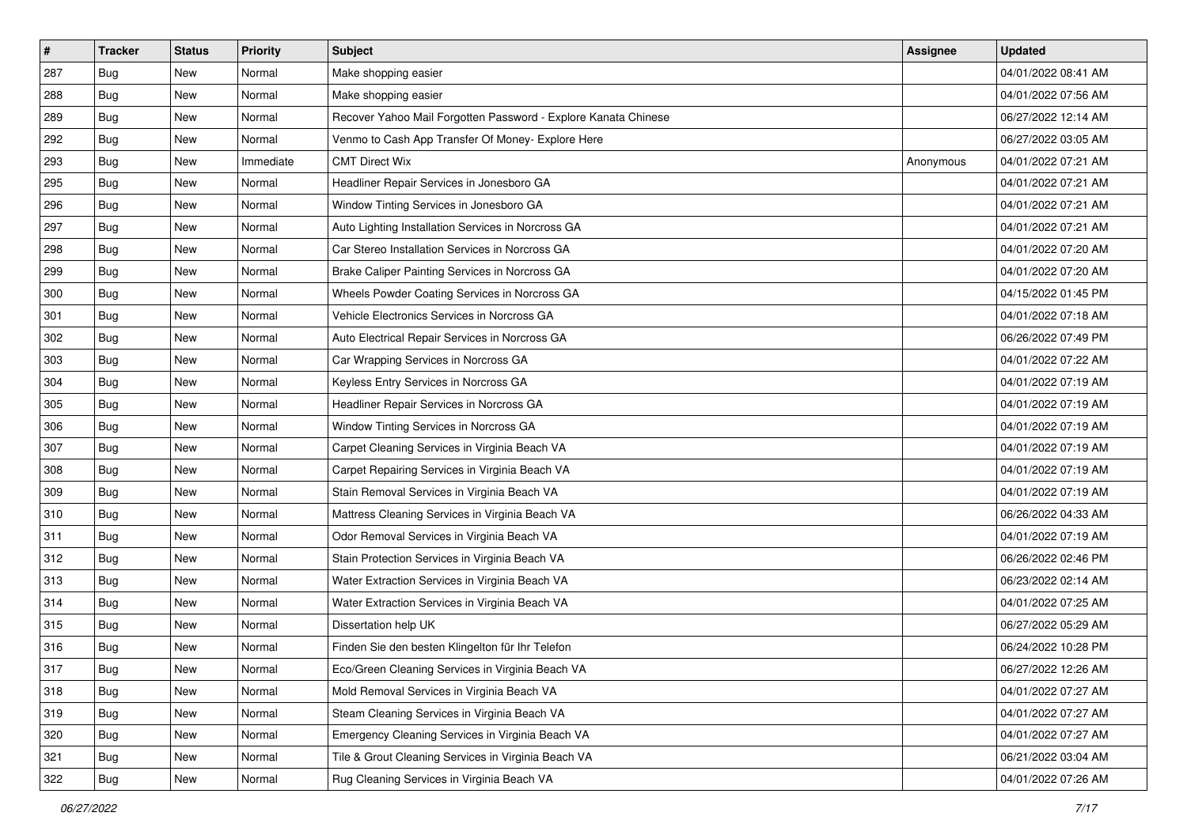| # | Tracker | Status | Priority | Subject | Assignee | Updated |
|---|---|---|---|---|---|---|
| 287 | Bug | New | Normal | Make shopping easier | | 04/01/2022 08:41 AM |
| 288 | Bug | New | Normal | Make shopping easier | | 04/01/2022 07:56 AM |
| 289 | Bug | New | Normal | Recover Yahoo Mail Forgotten Password - Explore Kanata Chinese | | 06/27/2022 12:14 AM |
| 292 | Bug | New | Normal | Venmo to Cash App Transfer Of Money- Explore Here | | 06/27/2022 03:05 AM |
| 293 | Bug | New | Immediate | CMT Direct Wix | Anonymous | 04/01/2022 07:21 AM |
| 295 | Bug | New | Normal | Headliner Repair Services in Jonesboro GA | | 04/01/2022 07:21 AM |
| 296 | Bug | New | Normal | Window Tinting Services in Jonesboro GA | | 04/01/2022 07:21 AM |
| 297 | Bug | New | Normal | Auto Lighting Installation Services in Norcross GA | | 04/01/2022 07:21 AM |
| 298 | Bug | New | Normal | Car Stereo Installation Services in Norcross GA | | 04/01/2022 07:20 AM |
| 299 | Bug | New | Normal | Brake Caliper Painting Services in Norcross GA | | 04/01/2022 07:20 AM |
| 300 | Bug | New | Normal | Wheels Powder Coating Services in Norcross GA | | 04/15/2022 01:45 PM |
| 301 | Bug | New | Normal | Vehicle Electronics Services in Norcross GA | | 04/01/2022 07:18 AM |
| 302 | Bug | New | Normal | Auto Electrical Repair Services in Norcross GA | | 06/26/2022 07:49 PM |
| 303 | Bug | New | Normal | Car Wrapping Services in Norcross GA | | 04/01/2022 07:22 AM |
| 304 | Bug | New | Normal | Keyless Entry Services in Norcross GA | | 04/01/2022 07:19 AM |
| 305 | Bug | New | Normal | Headliner Repair Services in Norcross GA | | 04/01/2022 07:19 AM |
| 306 | Bug | New | Normal | Window Tinting Services in Norcross GA | | 04/01/2022 07:19 AM |
| 307 | Bug | New | Normal | Carpet Cleaning Services in Virginia Beach VA | | 04/01/2022 07:19 AM |
| 308 | Bug | New | Normal | Carpet Repairing Services in Virginia Beach VA | | 04/01/2022 07:19 AM |
| 309 | Bug | New | Normal | Stain Removal Services in Virginia Beach VA | | 04/01/2022 07:19 AM |
| 310 | Bug | New | Normal | Mattress Cleaning Services in Virginia Beach VA | | 06/26/2022 04:33 AM |
| 311 | Bug | New | Normal | Odor Removal Services in Virginia Beach VA | | 04/01/2022 07:19 AM |
| 312 | Bug | New | Normal | Stain Protection Services in Virginia Beach VA | | 06/26/2022 02:46 PM |
| 313 | Bug | New | Normal | Water Extraction Services in Virginia Beach VA | | 06/23/2022 02:14 AM |
| 314 | Bug | New | Normal | Water Extraction Services in Virginia Beach VA | | 04/01/2022 07:25 AM |
| 315 | Bug | New | Normal | Dissertation help UK | | 06/27/2022 05:29 AM |
| 316 | Bug | New | Normal | Finden Sie den besten Klingelton für Ihr Telefon | | 06/24/2022 10:28 PM |
| 317 | Bug | New | Normal | Eco/Green Cleaning Services in Virginia Beach VA | | 06/27/2022 12:26 AM |
| 318 | Bug | New | Normal | Mold Removal Services in Virginia Beach VA | | 04/01/2022 07:27 AM |
| 319 | Bug | New | Normal | Steam Cleaning Services in Virginia Beach VA | | 04/01/2022 07:27 AM |
| 320 | Bug | New | Normal | Emergency Cleaning Services in Virginia Beach VA | | 04/01/2022 07:27 AM |
| 321 | Bug | New | Normal | Tile & Grout Cleaning Services in Virginia Beach VA | | 06/21/2022 03:04 AM |
| 322 | Bug | New | Normal | Rug Cleaning Services in Virginia Beach VA | | 04/01/2022 07:26 AM |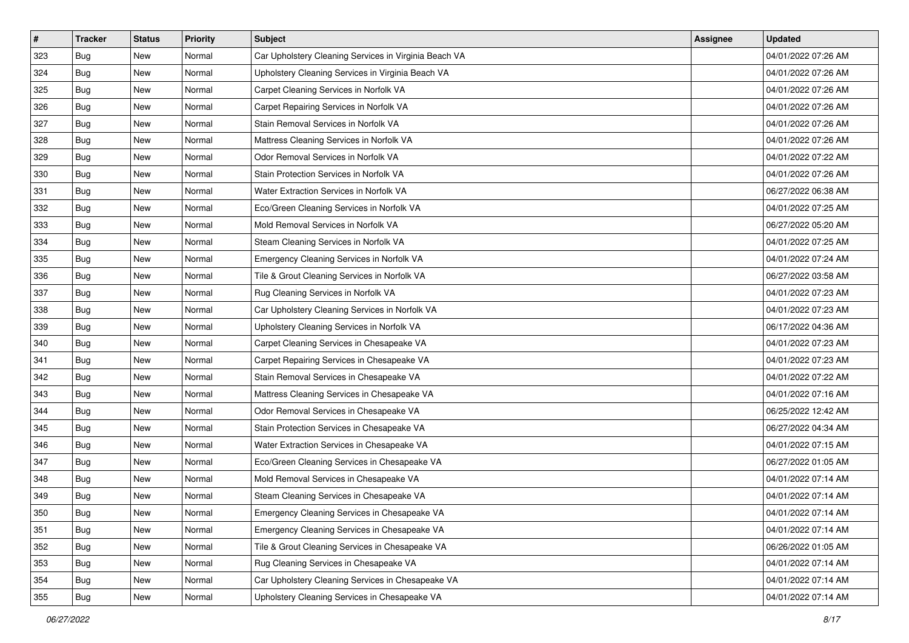| # | Tracker | Status | Priority | Subject | Assignee | Updated |
|---|---|---|---|---|---|---|
| 323 | Bug | New | Normal | Car Upholstery Cleaning Services in Virginia Beach VA | | 04/01/2022 07:26 AM |
| 324 | Bug | New | Normal | Upholstery Cleaning Services in Virginia Beach VA | | 04/01/2022 07:26 AM |
| 325 | Bug | New | Normal | Carpet Cleaning Services in Norfolk VA | | 04/01/2022 07:26 AM |
| 326 | Bug | New | Normal | Carpet Repairing Services in Norfolk VA | | 04/01/2022 07:26 AM |
| 327 | Bug | New | Normal | Stain Removal Services in Norfolk VA | | 04/01/2022 07:26 AM |
| 328 | Bug | New | Normal | Mattress Cleaning Services in Norfolk VA | | 04/01/2022 07:26 AM |
| 329 | Bug | New | Normal | Odor Removal Services in Norfolk VA | | 04/01/2022 07:22 AM |
| 330 | Bug | New | Normal | Stain Protection Services in Norfolk VA | | 04/01/2022 07:26 AM |
| 331 | Bug | New | Normal | Water Extraction Services in Norfolk VA | | 06/27/2022 06:38 AM |
| 332 | Bug | New | Normal | Eco/Green Cleaning Services in Norfolk VA | | 04/01/2022 07:25 AM |
| 333 | Bug | New | Normal | Mold Removal Services in Norfolk VA | | 06/27/2022 05:20 AM |
| 334 | Bug | New | Normal | Steam Cleaning Services in Norfolk VA | | 04/01/2022 07:25 AM |
| 335 | Bug | New | Normal | Emergency Cleaning Services in Norfolk VA | | 04/01/2022 07:24 AM |
| 336 | Bug | New | Normal | Tile & Grout Cleaning Services in Norfolk VA | | 06/27/2022 03:58 AM |
| 337 | Bug | New | Normal | Rug Cleaning Services in Norfolk VA | | 04/01/2022 07:23 AM |
| 338 | Bug | New | Normal | Car Upholstery Cleaning Services in Norfolk VA | | 04/01/2022 07:23 AM |
| 339 | Bug | New | Normal | Upholstery Cleaning Services in Norfolk VA | | 06/17/2022 04:36 AM |
| 340 | Bug | New | Normal | Carpet Cleaning Services in Chesapeake VA | | 04/01/2022 07:23 AM |
| 341 | Bug | New | Normal | Carpet Repairing Services in Chesapeake VA | | 04/01/2022 07:23 AM |
| 342 | Bug | New | Normal | Stain Removal Services in Chesapeake VA | | 04/01/2022 07:22 AM |
| 343 | Bug | New | Normal | Mattress Cleaning Services in Chesapeake VA | | 04/01/2022 07:16 AM |
| 344 | Bug | New | Normal | Odor Removal Services in Chesapeake VA | | 06/25/2022 12:42 AM |
| 345 | Bug | New | Normal | Stain Protection Services in Chesapeake VA | | 06/27/2022 04:34 AM |
| 346 | Bug | New | Normal | Water Extraction Services in Chesapeake VA | | 04/01/2022 07:15 AM |
| 347 | Bug | New | Normal | Eco/Green Cleaning Services in Chesapeake VA | | 06/27/2022 01:05 AM |
| 348 | Bug | New | Normal | Mold Removal Services in Chesapeake VA | | 04/01/2022 07:14 AM |
| 349 | Bug | New | Normal | Steam Cleaning Services in Chesapeake VA | | 04/01/2022 07:14 AM |
| 350 | Bug | New | Normal | Emergency Cleaning Services in Chesapeake VA | | 04/01/2022 07:14 AM |
| 351 | Bug | New | Normal | Emergency Cleaning Services in Chesapeake VA | | 04/01/2022 07:14 AM |
| 352 | Bug | New | Normal | Tile & Grout Cleaning Services in Chesapeake VA | | 06/26/2022 01:05 AM |
| 353 | Bug | New | Normal | Rug Cleaning Services in Chesapeake VA | | 04/01/2022 07:14 AM |
| 354 | Bug | New | Normal | Car Upholstery Cleaning Services in Chesapeake VA | | 04/01/2022 07:14 AM |
| 355 | Bug | New | Normal | Upholstery Cleaning Services in Chesapeake VA | | 04/01/2022 07:14 AM |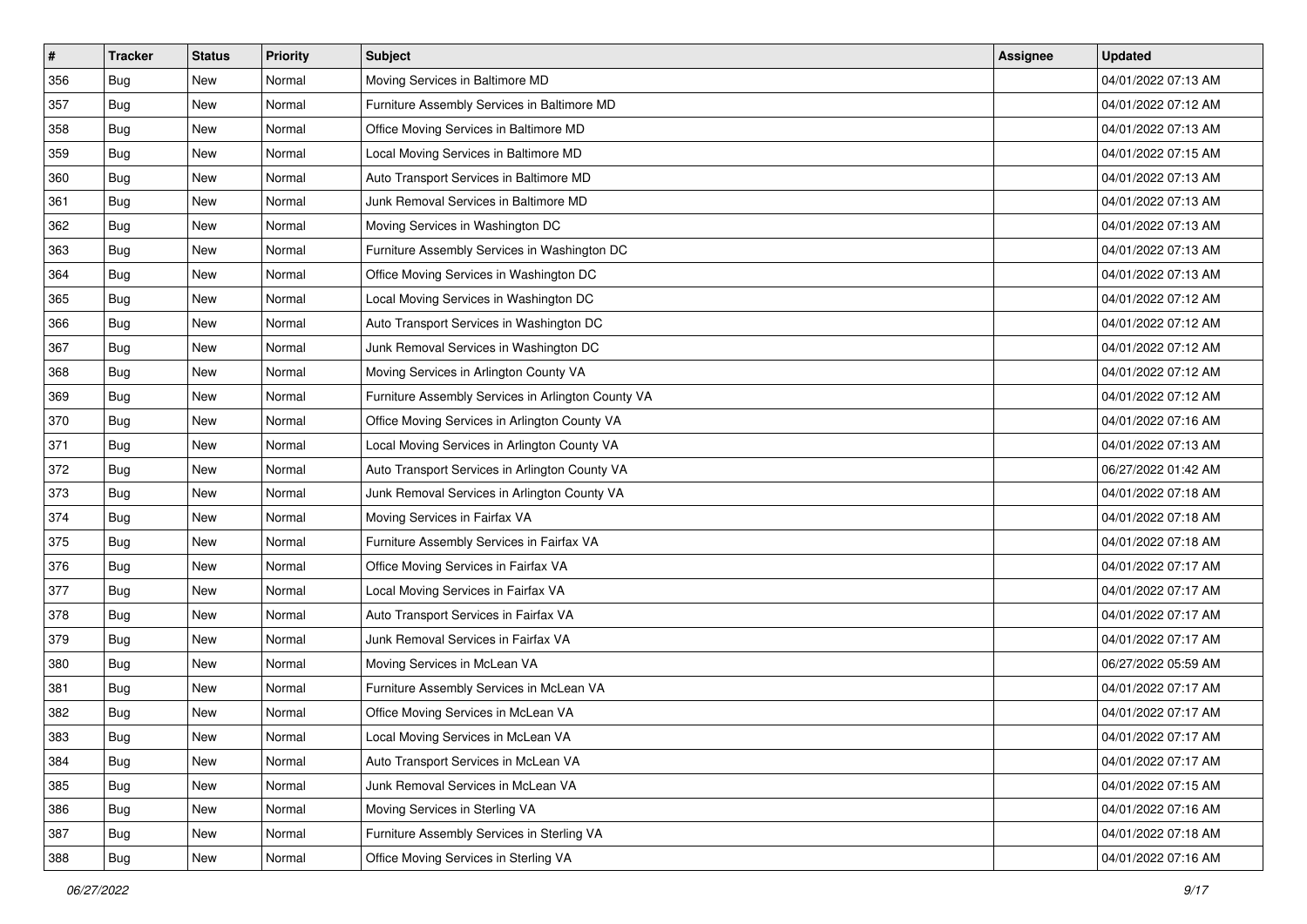| # | Tracker | Status | Priority | Subject | Assignee | Updated |
|---|---|---|---|---|---|---|
| 356 | Bug | New | Normal | Moving Services in Baltimore MD | | 04/01/2022 07:13 AM |
| 357 | Bug | New | Normal | Furniture Assembly Services in Baltimore MD | | 04/01/2022 07:12 AM |
| 358 | Bug | New | Normal | Office Moving Services in Baltimore MD | | 04/01/2022 07:13 AM |
| 359 | Bug | New | Normal | Local Moving Services in Baltimore MD | | 04/01/2022 07:15 AM |
| 360 | Bug | New | Normal | Auto Transport Services in Baltimore MD | | 04/01/2022 07:13 AM |
| 361 | Bug | New | Normal | Junk Removal Services in Baltimore MD | | 04/01/2022 07:13 AM |
| 362 | Bug | New | Normal | Moving Services in Washington DC | | 04/01/2022 07:13 AM |
| 363 | Bug | New | Normal | Furniture Assembly Services in Washington DC | | 04/01/2022 07:13 AM |
| 364 | Bug | New | Normal | Office Moving Services in Washington DC | | 04/01/2022 07:13 AM |
| 365 | Bug | New | Normal | Local Moving Services in Washington DC | | 04/01/2022 07:12 AM |
| 366 | Bug | New | Normal | Auto Transport Services in Washington DC | | 04/01/2022 07:12 AM |
| 367 | Bug | New | Normal | Junk Removal Services in Washington DC | | 04/01/2022 07:12 AM |
| 368 | Bug | New | Normal | Moving Services in Arlington County VA | | 04/01/2022 07:12 AM |
| 369 | Bug | New | Normal | Furniture Assembly Services in Arlington County VA | | 04/01/2022 07:12 AM |
| 370 | Bug | New | Normal | Office Moving Services in Arlington County VA | | 04/01/2022 07:16 AM |
| 371 | Bug | New | Normal | Local Moving Services in Arlington County VA | | 04/01/2022 07:13 AM |
| 372 | Bug | New | Normal | Auto Transport Services in Arlington County VA | | 06/27/2022 01:42 AM |
| 373 | Bug | New | Normal | Junk Removal Services in Arlington County VA | | 04/01/2022 07:18 AM |
| 374 | Bug | New | Normal | Moving Services in Fairfax VA | | 04/01/2022 07:18 AM |
| 375 | Bug | New | Normal | Furniture Assembly Services in Fairfax VA | | 04/01/2022 07:18 AM |
| 376 | Bug | New | Normal | Office Moving Services in Fairfax VA | | 04/01/2022 07:17 AM |
| 377 | Bug | New | Normal | Local Moving Services in Fairfax VA | | 04/01/2022 07:17 AM |
| 378 | Bug | New | Normal | Auto Transport Services in Fairfax VA | | 04/01/2022 07:17 AM |
| 379 | Bug | New | Normal | Junk Removal Services in Fairfax VA | | 04/01/2022 07:17 AM |
| 380 | Bug | New | Normal | Moving Services in McLean VA | | 06/27/2022 05:59 AM |
| 381 | Bug | New | Normal | Furniture Assembly Services in McLean VA | | 04/01/2022 07:17 AM |
| 382 | Bug | New | Normal | Office Moving Services in McLean VA | | 04/01/2022 07:17 AM |
| 383 | Bug | New | Normal | Local Moving Services in McLean VA | | 04/01/2022 07:17 AM |
| 384 | Bug | New | Normal | Auto Transport Services in McLean VA | | 04/01/2022 07:17 AM |
| 385 | Bug | New | Normal | Junk Removal Services in McLean VA | | 04/01/2022 07:15 AM |
| 386 | Bug | New | Normal | Moving Services in Sterling VA | | 04/01/2022 07:16 AM |
| 387 | Bug | New | Normal | Furniture Assembly Services in Sterling VA | | 04/01/2022 07:18 AM |
| 388 | Bug | New | Normal | Office Moving Services in Sterling VA | | 04/01/2022 07:16 AM |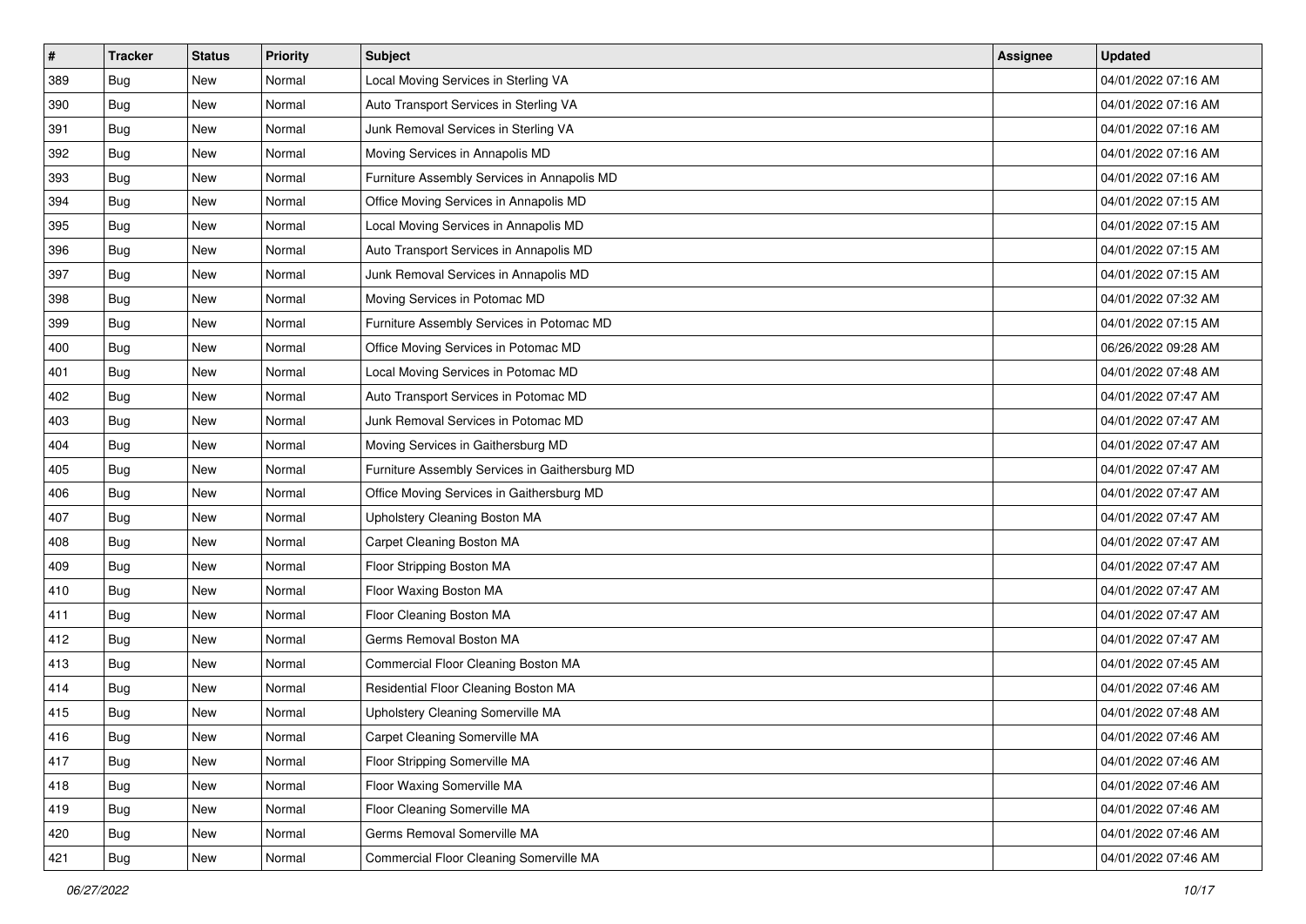| # | Tracker | Status | Priority | Subject | Assignee | Updated |
| --- | --- | --- | --- | --- | --- | --- |
| 389 | Bug | New | Normal | Local Moving Services in Sterling VA | | 04/01/2022 07:16 AM |
| 390 | Bug | New | Normal | Auto Transport Services in Sterling VA | | 04/01/2022 07:16 AM |
| 391 | Bug | New | Normal | Junk Removal Services in Sterling VA | | 04/01/2022 07:16 AM |
| 392 | Bug | New | Normal | Moving Services in Annapolis MD | | 04/01/2022 07:16 AM |
| 393 | Bug | New | Normal | Furniture Assembly Services in Annapolis MD | | 04/01/2022 07:16 AM |
| 394 | Bug | New | Normal | Office Moving Services in Annapolis MD | | 04/01/2022 07:15 AM |
| 395 | Bug | New | Normal | Local Moving Services in Annapolis MD | | 04/01/2022 07:15 AM |
| 396 | Bug | New | Normal | Auto Transport Services in Annapolis MD | | 04/01/2022 07:15 AM |
| 397 | Bug | New | Normal | Junk Removal Services in Annapolis MD | | 04/01/2022 07:15 AM |
| 398 | Bug | New | Normal | Moving Services in Potomac MD | | 04/01/2022 07:32 AM |
| 399 | Bug | New | Normal | Furniture Assembly Services in Potomac MD | | 04/01/2022 07:15 AM |
| 400 | Bug | New | Normal | Office Moving Services in Potomac MD | | 06/26/2022 09:28 AM |
| 401 | Bug | New | Normal | Local Moving Services in Potomac MD | | 04/01/2022 07:48 AM |
| 402 | Bug | New | Normal | Auto Transport Services in Potomac MD | | 04/01/2022 07:47 AM |
| 403 | Bug | New | Normal | Junk Removal Services in Potomac MD | | 04/01/2022 07:47 AM |
| 404 | Bug | New | Normal | Moving Services in Gaithersburg MD | | 04/01/2022 07:47 AM |
| 405 | Bug | New | Normal | Furniture Assembly Services in Gaithersburg MD | | 04/01/2022 07:47 AM |
| 406 | Bug | New | Normal | Office Moving Services in Gaithersburg MD | | 04/01/2022 07:47 AM |
| 407 | Bug | New | Normal | Upholstery Cleaning Boston MA | | 04/01/2022 07:47 AM |
| 408 | Bug | New | Normal | Carpet Cleaning Boston MA | | 04/01/2022 07:47 AM |
| 409 | Bug | New | Normal | Floor Stripping Boston MA | | 04/01/2022 07:47 AM |
| 410 | Bug | New | Normal | Floor Waxing Boston MA | | 04/01/2022 07:47 AM |
| 411 | Bug | New | Normal | Floor Cleaning Boston MA | | 04/01/2022 07:47 AM |
| 412 | Bug | New | Normal | Germs Removal Boston MA | | 04/01/2022 07:47 AM |
| 413 | Bug | New | Normal | Commercial Floor Cleaning Boston MA | | 04/01/2022 07:45 AM |
| 414 | Bug | New | Normal | Residential Floor Cleaning Boston MA | | 04/01/2022 07:46 AM |
| 415 | Bug | New | Normal | Upholstery Cleaning Somerville MA | | 04/01/2022 07:48 AM |
| 416 | Bug | New | Normal | Carpet Cleaning Somerville MA | | 04/01/2022 07:46 AM |
| 417 | Bug | New | Normal | Floor Stripping Somerville MA | | 04/01/2022 07:46 AM |
| 418 | Bug | New | Normal | Floor Waxing Somerville MA | | 04/01/2022 07:46 AM |
| 419 | Bug | New | Normal | Floor Cleaning Somerville MA | | 04/01/2022 07:46 AM |
| 420 | Bug | New | Normal | Germs Removal Somerville MA | | 04/01/2022 07:46 AM |
| 421 | Bug | New | Normal | Commercial Floor Cleaning Somerville MA | | 04/01/2022 07:46 AM |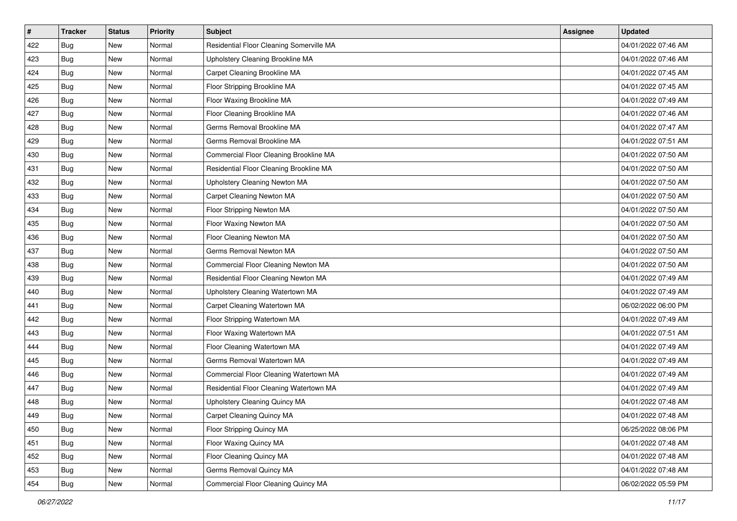| # | Tracker | Status | Priority | Subject | Assignee | Updated |
|---|---|---|---|---|---|---|
| 422 | Bug | New | Normal | Residential Floor Cleaning Somerville MA | | 04/01/2022 07:46 AM |
| 423 | Bug | New | Normal | Upholstery Cleaning Brookline MA | | 04/01/2022 07:46 AM |
| 424 | Bug | New | Normal | Carpet Cleaning Brookline MA | | 04/01/2022 07:45 AM |
| 425 | Bug | New | Normal | Floor Stripping Brookline MA | | 04/01/2022 07:45 AM |
| 426 | Bug | New | Normal | Floor Waxing Brookline MA | | 04/01/2022 07:49 AM |
| 427 | Bug | New | Normal | Floor Cleaning Brookline MA | | 04/01/2022 07:46 AM |
| 428 | Bug | New | Normal | Germs Removal Brookline MA | | 04/01/2022 07:47 AM |
| 429 | Bug | New | Normal | Germs Removal Brookline MA | | 04/01/2022 07:51 AM |
| 430 | Bug | New | Normal | Commercial Floor Cleaning Brookline MA | | 04/01/2022 07:50 AM |
| 431 | Bug | New | Normal | Residential Floor Cleaning Brookline MA | | 04/01/2022 07:50 AM |
| 432 | Bug | New | Normal | Upholstery Cleaning Newton MA | | 04/01/2022 07:50 AM |
| 433 | Bug | New | Normal | Carpet Cleaning Newton MA | | 04/01/2022 07:50 AM |
| 434 | Bug | New | Normal | Floor Stripping Newton MA | | 04/01/2022 07:50 AM |
| 435 | Bug | New | Normal | Floor Waxing Newton MA | | 04/01/2022 07:50 AM |
| 436 | Bug | New | Normal | Floor Cleaning Newton MA | | 04/01/2022 07:50 AM |
| 437 | Bug | New | Normal | Germs Removal Newton MA | | 04/01/2022 07:50 AM |
| 438 | Bug | New | Normal | Commercial Floor Cleaning Newton MA | | 04/01/2022 07:50 AM |
| 439 | Bug | New | Normal | Residential Floor Cleaning Newton MA | | 04/01/2022 07:49 AM |
| 440 | Bug | New | Normal | Upholstery Cleaning Watertown MA | | 04/01/2022 07:49 AM |
| 441 | Bug | New | Normal | Carpet Cleaning Watertown MA | | 06/02/2022 06:00 PM |
| 442 | Bug | New | Normal | Floor Stripping Watertown MA | | 04/01/2022 07:49 AM |
| 443 | Bug | New | Normal | Floor Waxing Watertown MA | | 04/01/2022 07:51 AM |
| 444 | Bug | New | Normal | Floor Cleaning Watertown MA | | 04/01/2022 07:49 AM |
| 445 | Bug | New | Normal | Germs Removal Watertown MA | | 04/01/2022 07:49 AM |
| 446 | Bug | New | Normal | Commercial Floor Cleaning Watertown MA | | 04/01/2022 07:49 AM |
| 447 | Bug | New | Normal | Residential Floor Cleaning Watertown MA | | 04/01/2022 07:49 AM |
| 448 | Bug | New | Normal | Upholstery Cleaning Quincy MA | | 04/01/2022 07:48 AM |
| 449 | Bug | New | Normal | Carpet Cleaning Quincy MA | | 04/01/2022 07:48 AM |
| 450 | Bug | New | Normal | Floor Stripping Quincy MA | | 06/25/2022 08:06 PM |
| 451 | Bug | New | Normal | Floor Waxing Quincy MA | | 04/01/2022 07:48 AM |
| 452 | Bug | New | Normal | Floor Cleaning Quincy MA | | 04/01/2022 07:48 AM |
| 453 | Bug | New | Normal | Germs Removal Quincy MA | | 04/01/2022 07:48 AM |
| 454 | Bug | New | Normal | Commercial Floor Cleaning Quincy MA | | 06/02/2022 05:59 PM |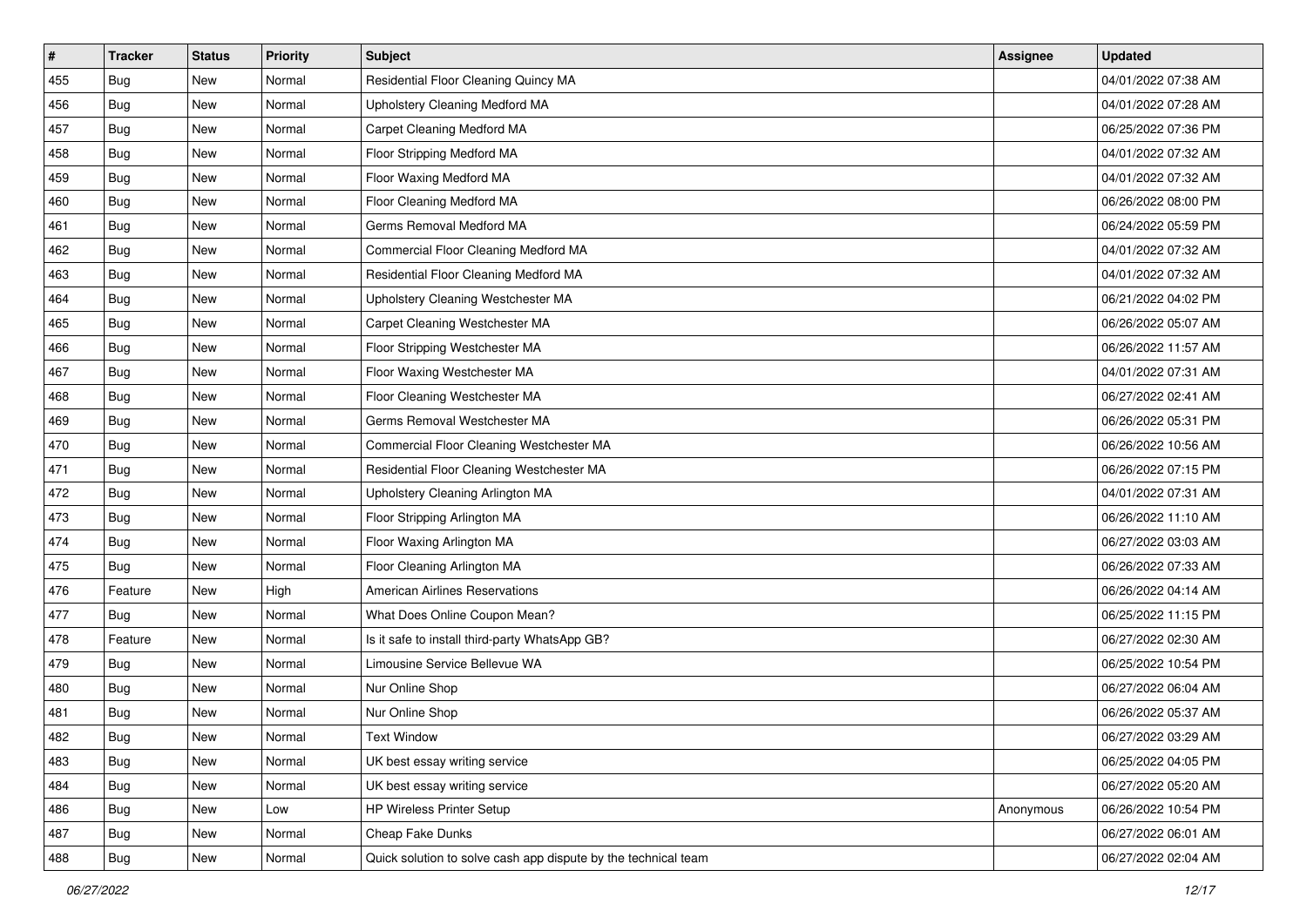| # | Tracker | Status | Priority | Subject | Assignee | Updated |
|---|---|---|---|---|---|---|
| 455 | Bug | New | Normal | Residential Floor Cleaning Quincy MA | | 04/01/2022 07:38 AM |
| 456 | Bug | New | Normal | Upholstery Cleaning Medford MA | | 04/01/2022 07:28 AM |
| 457 | Bug | New | Normal | Carpet Cleaning Medford MA | | 06/25/2022 07:36 PM |
| 458 | Bug | New | Normal | Floor Stripping Medford MA | | 04/01/2022 07:32 AM |
| 459 | Bug | New | Normal | Floor Waxing Medford MA | | 04/01/2022 07:32 AM |
| 460 | Bug | New | Normal | Floor Cleaning Medford MA | | 06/26/2022 08:00 PM |
| 461 | Bug | New | Normal | Germs Removal Medford MA | | 06/24/2022 05:59 PM |
| 462 | Bug | New | Normal | Commercial Floor Cleaning Medford MA | | 04/01/2022 07:32 AM |
| 463 | Bug | New | Normal | Residential Floor Cleaning Medford MA | | 04/01/2022 07:32 AM |
| 464 | Bug | New | Normal | Upholstery Cleaning Westchester MA | | 06/21/2022 04:02 PM |
| 465 | Bug | New | Normal | Carpet Cleaning Westchester MA | | 06/26/2022 05:07 AM |
| 466 | Bug | New | Normal | Floor Stripping Westchester MA | | 06/26/2022 11:57 AM |
| 467 | Bug | New | Normal | Floor Waxing Westchester MA | | 04/01/2022 07:31 AM |
| 468 | Bug | New | Normal | Floor Cleaning Westchester MA | | 06/27/2022 02:41 AM |
| 469 | Bug | New | Normal | Germs Removal Westchester MA | | 06/26/2022 05:31 PM |
| 470 | Bug | New | Normal | Commercial Floor Cleaning Westchester MA | | 06/26/2022 10:56 AM |
| 471 | Bug | New | Normal | Residential Floor Cleaning Westchester MA | | 06/26/2022 07:15 PM |
| 472 | Bug | New | Normal | Upholstery Cleaning Arlington MA | | 04/01/2022 07:31 AM |
| 473 | Bug | New | Normal | Floor Stripping Arlington MA | | 06/26/2022 11:10 AM |
| 474 | Bug | New | Normal | Floor Waxing Arlington MA | | 06/27/2022 03:03 AM |
| 475 | Bug | New | Normal | Floor Cleaning Arlington MA | | 06/26/2022 07:33 AM |
| 476 | Feature | New | High | American Airlines Reservations | | 06/26/2022 04:14 AM |
| 477 | Bug | New | Normal | What Does Online Coupon Mean? | | 06/25/2022 11:15 PM |
| 478 | Feature | New | Normal | Is it safe to install third-party WhatsApp GB? | | 06/27/2022 02:30 AM |
| 479 | Bug | New | Normal | Limousine Service Bellevue WA | | 06/25/2022 10:54 PM |
| 480 | Bug | New | Normal | Nur Online Shop | | 06/27/2022 06:04 AM |
| 481 | Bug | New | Normal | Nur Online Shop | | 06/26/2022 05:37 AM |
| 482 | Bug | New | Normal | Text Window | | 06/27/2022 03:29 AM |
| 483 | Bug | New | Normal | UK best essay writing service | | 06/25/2022 04:05 PM |
| 484 | Bug | New | Normal | UK best essay writing service | | 06/27/2022 05:20 AM |
| 486 | Bug | New | Low | HP Wireless Printer Setup | Anonymous | 06/26/2022 10:54 PM |
| 487 | Bug | New | Normal | Cheap Fake Dunks | | 06/27/2022 06:01 AM |
| 488 | Bug | New | Normal | Quick solution to solve cash app dispute by the technical team | | 06/27/2022 02:04 AM |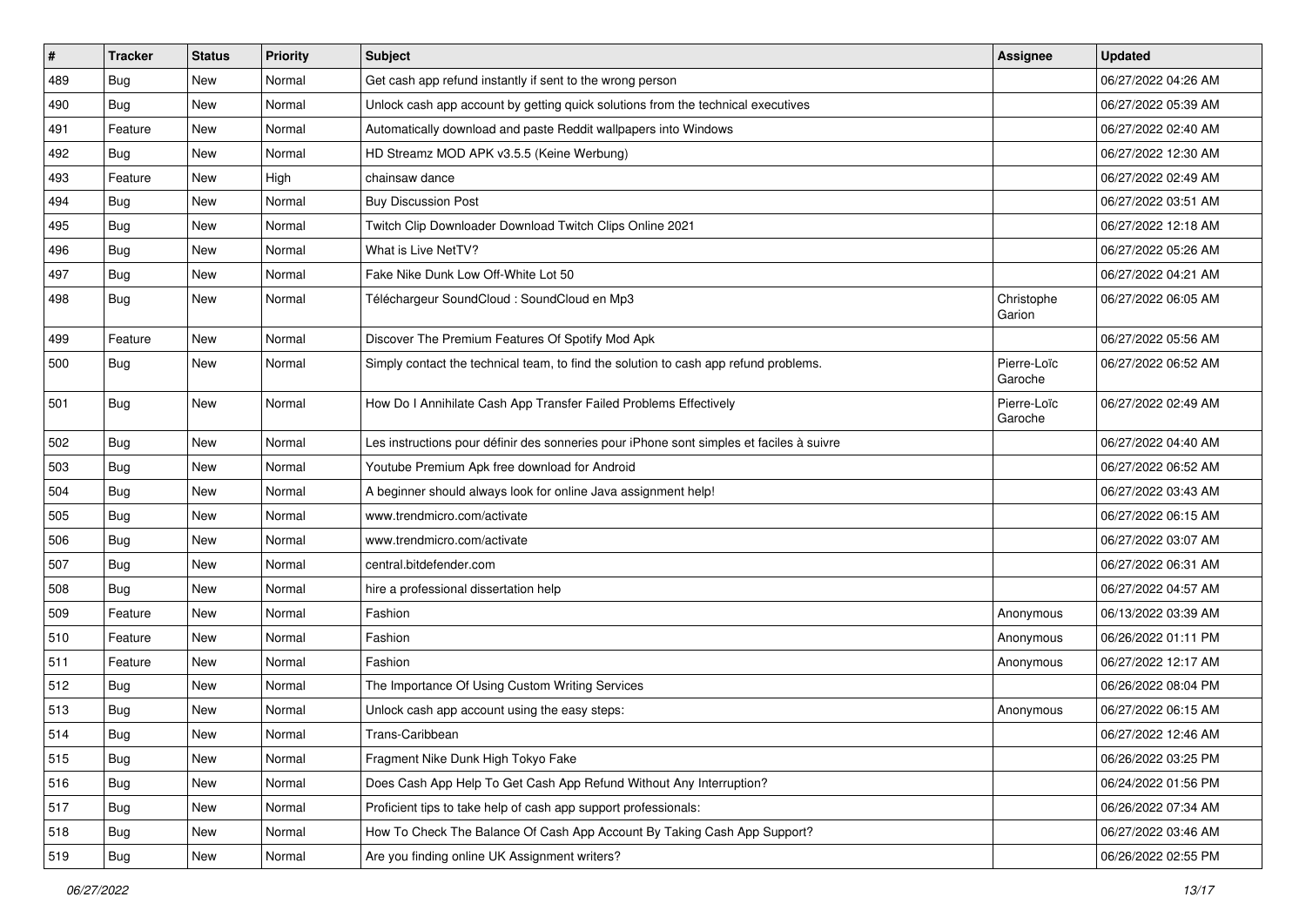| # | Tracker | Status | Priority | Subject | Assignee | Updated |
|---|---|---|---|---|---|---|
| 489 | Bug | New | Normal | Get cash app refund instantly if sent to the wrong person | | 06/27/2022 04:26 AM |
| 490 | Bug | New | Normal | Unlock cash app account by getting quick solutions from the technical executives | | 06/27/2022 05:39 AM |
| 491 | Feature | New | Normal | Automatically download and paste Reddit wallpapers into Windows | | 06/27/2022 02:40 AM |
| 492 | Bug | New | Normal | HD Streamz MOD APK v3.5.5 (Keine Werbung) | | 06/27/2022 12:30 AM |
| 493 | Feature | New | High | chainsaw dance | | 06/27/2022 02:49 AM |
| 494 | Bug | New | Normal | Buy Discussion Post | | 06/27/2022 03:51 AM |
| 495 | Bug | New | Normal | Twitch Clip Downloader Download Twitch Clips Online 2021 | | 06/27/2022 12:18 AM |
| 496 | Bug | New | Normal | What is Live NetTV? | | 06/27/2022 05:26 AM |
| 497 | Bug | New | Normal | Fake Nike Dunk Low Off-White Lot 50 | | 06/27/2022 04:21 AM |
| 498 | Bug | New | Normal | Téléchargeur SoundCloud : SoundCloud en Mp3 | Christophe Garion | 06/27/2022 06:05 AM |
| 499 | Feature | New | Normal | Discover The Premium Features Of Spotify Mod Apk | | 06/27/2022 05:56 AM |
| 500 | Bug | New | Normal | Simply contact the technical team, to find the solution to cash app refund problems. | Pierre-Loïc Garoche | 06/27/2022 06:52 AM |
| 501 | Bug | New | Normal | How Do I Annihilate Cash App Transfer Failed Problems Effectively | Pierre-Loïc Garoche | 06/27/2022 02:49 AM |
| 502 | Bug | New | Normal | Les instructions pour définir des sonneries pour iPhone sont simples et faciles à suivre | | 06/27/2022 04:40 AM |
| 503 | Bug | New | Normal | Youtube Premium Apk free download for Android | | 06/27/2022 06:52 AM |
| 504 | Bug | New | Normal | A beginner should always look for online Java assignment help! | | 06/27/2022 03:43 AM |
| 505 | Bug | New | Normal | www.trendmicro.com/activate | | 06/27/2022 06:15 AM |
| 506 | Bug | New | Normal | www.trendmicro.com/activate | | 06/27/2022 03:07 AM |
| 507 | Bug | New | Normal | central.bitdefender.com | | 06/27/2022 06:31 AM |
| 508 | Bug | New | Normal | hire a professional dissertation help | | 06/27/2022 04:57 AM |
| 509 | Feature | New | Normal | Fashion | Anonymous | 06/13/2022 03:39 AM |
| 510 | Feature | New | Normal | Fashion | Anonymous | 06/26/2022 01:11 PM |
| 511 | Feature | New | Normal | Fashion | Anonymous | 06/27/2022 12:17 AM |
| 512 | Bug | New | Normal | The Importance Of Using Custom Writing Services | | 06/26/2022 08:04 PM |
| 513 | Bug | New | Normal | Unlock cash app account using the easy steps: | Anonymous | 06/27/2022 06:15 AM |
| 514 | Bug | New | Normal | Trans-Caribbean | | 06/27/2022 12:46 AM |
| 515 | Bug | New | Normal | Fragment Nike Dunk High Tokyo Fake | | 06/26/2022 03:25 PM |
| 516 | Bug | New | Normal | Does Cash App Help To Get Cash App Refund Without Any Interruption? | | 06/24/2022 01:56 PM |
| 517 | Bug | New | Normal | Proficient tips to take help of cash app support professionals: | | 06/26/2022 07:34 AM |
| 518 | Bug | New | Normal | How To Check The Balance Of Cash App Account By Taking Cash App Support? | | 06/27/2022 03:46 AM |
| 519 | Bug | New | Normal | Are you finding online UK Assignment writers? | | 06/26/2022 02:55 PM |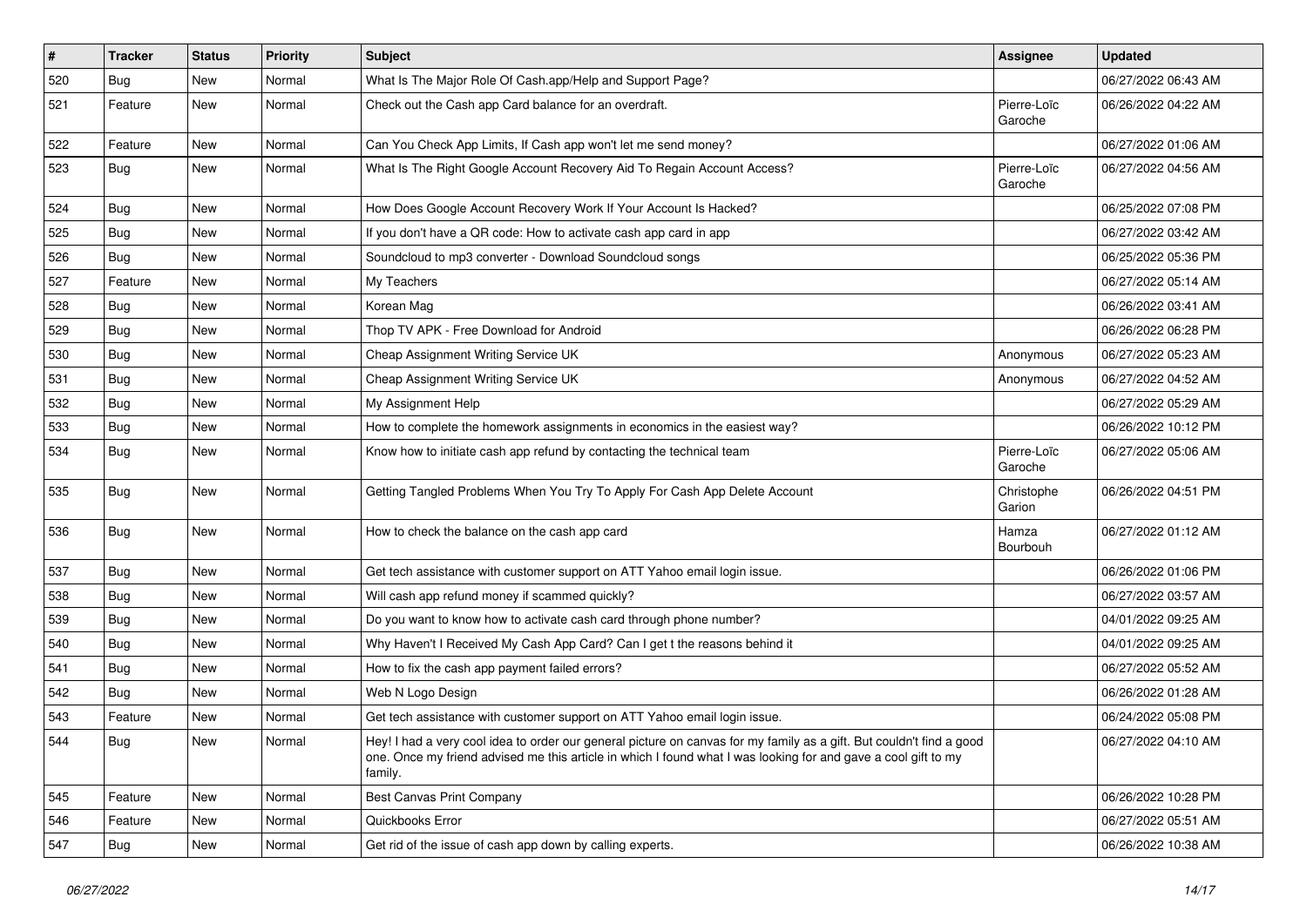| # | Tracker | Status | Priority | Subject | Assignee | Updated |
|---|---|---|---|---|---|---|
| 520 | Bug | New | Normal | What Is The Major Role Of Cash.app/Help and Support Page? | | 06/27/2022 06:43 AM |
| 521 | Feature | New | Normal | Check out the Cash app Card balance for an overdraft. | Pierre-Loïc Garoche | 06/26/2022 04:22 AM |
| 522 | Feature | New | Normal | Can You Check App Limits, If Cash app won't let me send money? | | 06/27/2022 01:06 AM |
| 523 | Bug | New | Normal | What Is The Right Google Account Recovery Aid To Regain Account Access? | Pierre-Loïc Garoche | 06/27/2022 04:56 AM |
| 524 | Bug | New | Normal | How Does Google Account Recovery Work If Your Account Is Hacked? | | 06/25/2022 07:08 PM |
| 525 | Bug | New | Normal | If you don't have a QR code: How to activate cash app card in app | | 06/27/2022 03:42 AM |
| 526 | Bug | New | Normal | Soundcloud to mp3 converter - Download Soundcloud songs | | 06/25/2022 05:36 PM |
| 527 | Feature | New | Normal | My Teachers | | 06/27/2022 05:14 AM |
| 528 | Bug | New | Normal | Korean Mag | | 06/26/2022 03:41 AM |
| 529 | Bug | New | Normal | Thop TV APK - Free Download for Android | | 06/26/2022 06:28 PM |
| 530 | Bug | New | Normal | Cheap Assignment Writing Service UK | Anonymous | 06/27/2022 05:23 AM |
| 531 | Bug | New | Normal | Cheap Assignment Writing Service UK | Anonymous | 06/27/2022 04:52 AM |
| 532 | Bug | New | Normal | My Assignment Help | | 06/27/2022 05:29 AM |
| 533 | Bug | New | Normal | How to complete the homework assignments in economics in the easiest way? | | 06/26/2022 10:12 PM |
| 534 | Bug | New | Normal | Know how to initiate cash app refund by contacting the technical team | Pierre-Loïc Garoche | 06/27/2022 05:06 AM |
| 535 | Bug | New | Normal | Getting Tangled Problems When You Try To Apply For Cash App Delete Account | Christophe Garion | 06/26/2022 04:51 PM |
| 536 | Bug | New | Normal | How to check the balance on the cash app card | Hamza Bourbouh | 06/27/2022 01:12 AM |
| 537 | Bug | New | Normal | Get tech assistance with customer support on ATT Yahoo email login issue. | | 06/26/2022 01:06 PM |
| 538 | Bug | New | Normal | Will cash app refund money if scammed quickly? | | 06/27/2022 03:57 AM |
| 539 | Bug | New | Normal | Do you want to know how to activate cash card through phone number? | | 04/01/2022 09:25 AM |
| 540 | Bug | New | Normal | Why Haven't I Received My Cash App Card? Can I get t the reasons behind it | | 04/01/2022 09:25 AM |
| 541 | Bug | New | Normal | How to fix the cash app payment failed errors? | | 06/27/2022 05:52 AM |
| 542 | Bug | New | Normal | Web N Logo Design | | 06/26/2022 01:28 AM |
| 543 | Feature | New | Normal | Get tech assistance with customer support on ATT Yahoo email login issue. | | 06/24/2022 05:08 PM |
| 544 | Bug | New | Normal | Hey! I had a very cool idea to order our general picture on canvas for my family as a gift. But couldn't find a good one. Once my friend advised me this article in which I found what I was looking for and gave a cool gift to my family. | | 06/27/2022 04:10 AM |
| 545 | Feature | New | Normal | Best Canvas Print Company | | 06/26/2022 10:28 PM |
| 546 | Feature | New | Normal | Quickbooks Error | | 06/27/2022 05:51 AM |
| 547 | Bug | New | Normal | Get rid of the issue of cash app down by calling experts. | | 06/26/2022 10:38 AM |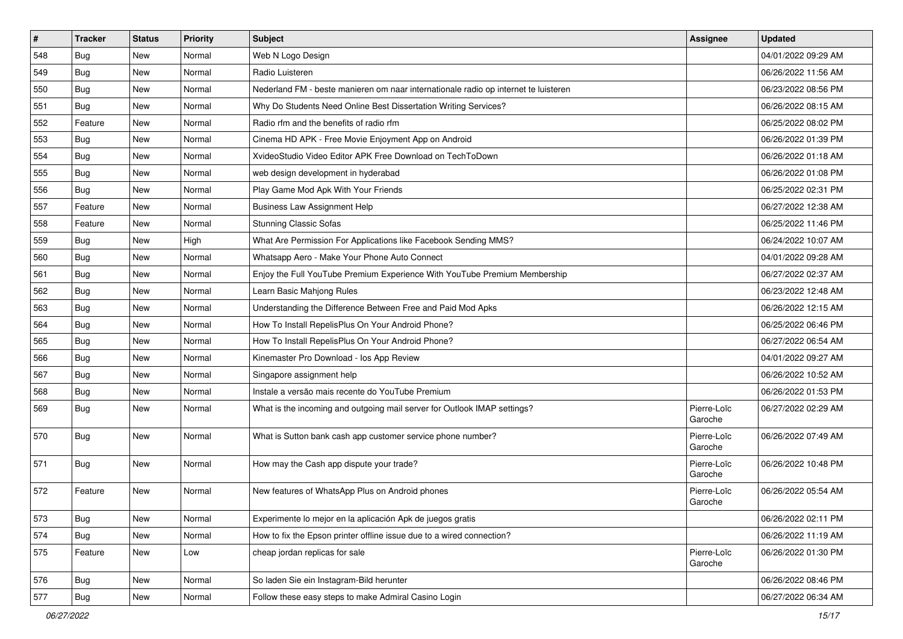| # | Tracker | Status | Priority | Subject | Assignee | Updated |
|---|---|---|---|---|---|---|
| 548 | Bug | New | Normal | Web N Logo Design | | 04/01/2022 09:29 AM |
| 549 | Bug | New | Normal | Radio Luisteren | | 06/26/2022 11:56 AM |
| 550 | Bug | New | Normal | Nederland FM - beste manieren om naar internationale radio op internet te luisteren | | 06/23/2022 08:56 PM |
| 551 | Bug | New | Normal | Why Do Students Need Online Best Dissertation Writing Services? | | 06/26/2022 08:15 AM |
| 552 | Feature | New | Normal | Radio rfm and the benefits of radio rfm | | 06/25/2022 08:02 PM |
| 553 | Bug | New | Normal | Cinema HD APK - Free Movie Enjoyment App on Android | | 06/26/2022 01:39 PM |
| 554 | Bug | New | Normal | XvideoStudio Video Editor APK Free Download on TechToDown | | 06/26/2022 01:18 AM |
| 555 | Bug | New | Normal | web design development in hyderabad | | 06/26/2022 01:08 PM |
| 556 | Bug | New | Normal | Play Game Mod Apk With Your Friends | | 06/25/2022 02:31 PM |
| 557 | Feature | New | Normal | Business Law Assignment Help | | 06/27/2022 12:38 AM |
| 558 | Feature | New | Normal | Stunning Classic Sofas | | 06/25/2022 11:46 PM |
| 559 | Bug | New | High | What Are Permission For Applications like Facebook Sending MMS? | | 06/24/2022 10:07 AM |
| 560 | Bug | New | Normal | Whatsapp Aero - Make Your Phone Auto Connect | | 04/01/2022 09:28 AM |
| 561 | Bug | New | Normal | Enjoy the Full YouTube Premium Experience With YouTube Premium Membership | | 06/27/2022 02:37 AM |
| 562 | Bug | New | Normal | Learn Basic Mahjong Rules | | 06/23/2022 12:48 AM |
| 563 | Bug | New | Normal | Understanding the Difference Between Free and Paid Mod Apks | | 06/26/2022 12:15 AM |
| 564 | Bug | New | Normal | How To Install RepelisPlus On Your Android Phone? | | 06/25/2022 06:46 PM |
| 565 | Bug | New | Normal | How To Install RepelisPlus On Your Android Phone? | | 06/27/2022 06:54 AM |
| 566 | Bug | New | Normal | Kinemaster Pro Download - Ios App Review | | 04/01/2022 09:27 AM |
| 567 | Bug | New | Normal | Singapore assignment help | | 06/26/2022 10:52 AM |
| 568 | Bug | New | Normal | Instale a versão mais recente do YouTube Premium | | 06/26/2022 01:53 PM |
| 569 | Bug | New | Normal | What is the incoming and outgoing mail server for Outlook IMAP settings? | Pierre-Loïc Garoche | 06/27/2022 02:29 AM |
| 570 | Bug | New | Normal | What is Sutton bank cash app customer service phone number? | Pierre-Loïc Garoche | 06/26/2022 07:49 AM |
| 571 | Bug | New | Normal | How may the Cash app dispute your trade? | Pierre-Loïc Garoche | 06/26/2022 10:48 PM |
| 572 | Feature | New | Normal | New features of WhatsApp Plus on Android phones | Pierre-Loïc Garoche | 06/26/2022 05:54 AM |
| 573 | Bug | New | Normal | Experimente lo mejor en la aplicación Apk de juegos gratis | | 06/26/2022 02:11 PM |
| 574 | Bug | New | Normal | How to fix the Epson printer offline issue due to a wired connection? | | 06/26/2022 11:19 AM |
| 575 | Feature | New | Low | cheap jordan replicas for sale | Pierre-Loïc Garoche | 06/26/2022 01:30 PM |
| 576 | Bug | New | Normal | So laden Sie ein Instagram-Bild herunter | | 06/26/2022 08:46 PM |
| 577 | Bug | New | Normal | Follow these easy steps to make Admiral Casino Login | | 06/27/2022 06:34 AM |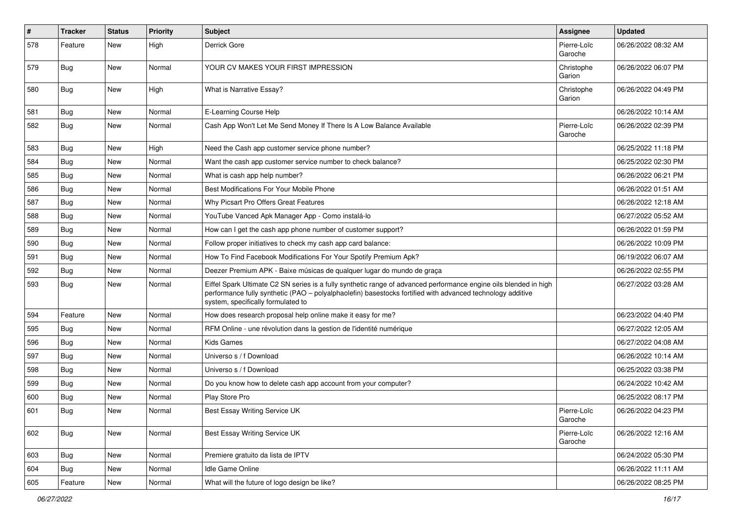| # | Tracker | Status | Priority | Subject | Assignee | Updated |
|---|---|---|---|---|---|---|
| 578 | Feature | New | High | Derrick Gore | Pierre-Loïc Garoche | 06/26/2022 08:32 AM |
| 579 | Bug | New | Normal | YOUR CV MAKES YOUR FIRST IMPRESSION | Christophe Garion | 06/26/2022 06:07 PM |
| 580 | Bug | New | High | What is Narrative Essay? | Christophe Garion | 06/26/2022 04:49 PM |
| 581 | Bug | New | Normal | E-Learning Course Help | | 06/26/2022 10:14 AM |
| 582 | Bug | New | Normal | Cash App Won't Let Me Send Money If There Is A Low Balance Available | Pierre-Loïc Garoche | 06/26/2022 02:39 PM |
| 583 | Bug | New | High | Need the Cash app customer service phone number? | | 06/25/2022 11:18 PM |
| 584 | Bug | New | Normal | Want the cash app customer service number to check balance? | | 06/25/2022 02:30 PM |
| 585 | Bug | New | Normal | What is cash app help number? | | 06/26/2022 06:21 PM |
| 586 | Bug | New | Normal | Best Modifications For Your Mobile Phone | | 06/26/2022 01:51 AM |
| 587 | Bug | New | Normal | Why Picsart Pro Offers Great Features | | 06/26/2022 12:18 AM |
| 588 | Bug | New | Normal | YouTube Vanced Apk Manager App - Como instalá-lo | | 06/27/2022 05:52 AM |
| 589 | Bug | New | Normal | How can I get the cash app phone number of customer support? | | 06/26/2022 01:59 PM |
| 590 | Bug | New | Normal | Follow proper initiatives to check my cash app card balance: | | 06/26/2022 10:09 PM |
| 591 | Bug | New | Normal | How To Find Facebook Modifications For Your Spotify Premium Apk? | | 06/19/2022 06:07 AM |
| 592 | Bug | New | Normal | Deezer Premium APK - Baixe músicas de qualquer lugar do mundo de graça | | 06/26/2022 02:55 PM |
| 593 | Bug | New | Normal | Eiffel Spark Ultimate C2 SN series is a fully synthetic range of advanced performance engine oils blended in high performance fully synthetic (PAO – polyalphaolefin) basestocks fortified with advanced technology additive system, specifically formulated to | | 06/27/2022 03:28 AM |
| 594 | Feature | New | Normal | How does research proposal help online make it easy for me? | | 06/23/2022 04:40 PM |
| 595 | Bug | New | Normal | RFM Online - une révolution dans la gestion de l'identité numérique | | 06/27/2022 12:05 AM |
| 596 | Bug | New | Normal | Kids Games | | 06/27/2022 04:08 AM |
| 597 | Bug | New | Normal | Universo s / f Download | | 06/26/2022 10:14 AM |
| 598 | Bug | New | Normal | Universo s / f Download | | 06/25/2022 03:38 PM |
| 599 | Bug | New | Normal | Do you know how to delete cash app account from your computer? | | 06/24/2022 10:42 AM |
| 600 | Bug | New | Normal | Play Store Pro | | 06/25/2022 08:17 PM |
| 601 | Bug | New | Normal | Best Essay Writing Service UK | Pierre-Loïc Garoche | 06/26/2022 04:23 PM |
| 602 | Bug | New | Normal | Best Essay Writing Service UK | Pierre-Loïc Garoche | 06/26/2022 12:16 AM |
| 603 | Bug | New | Normal | Premiere gratuito da lista de IPTV | | 06/24/2022 05:30 PM |
| 604 | Bug | New | Normal | Idle Game Online | | 06/26/2022 11:11 AM |
| 605 | Feature | New | Normal | What will the future of logo design be like? | | 06/26/2022 08:25 PM |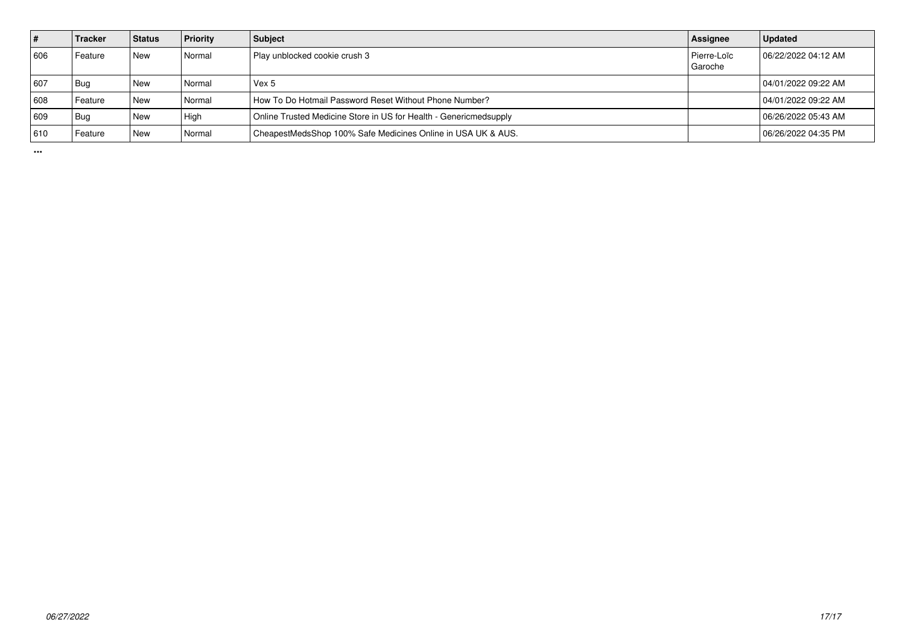| # | Tracker | Status | Priority | Subject | Assignee | Updated |
|---|---|---|---|---|---|---|
| 606 | Feature | New | Normal | Play unblocked cookie crush 3 | Pierre-Loïc Garoche | 06/22/2022 04:12 AM |
| 607 | Bug | New | Normal | Vex 5 | | 04/01/2022 09:22 AM |
| 608 | Feature | New | Normal | How To Do Hotmail Password Reset Without Phone Number? | | 04/01/2022 09:22 AM |
| 609 | Bug | New | High | Online Trusted Medicine Store in US for Health - Genericmedsupply | | 06/26/2022 05:43 AM |
| 610 | Feature | New | Normal | CheapestMedsShop 100% Safe Medicines Online in USA UK & AUS. | | 06/26/2022 04:35 PM |

...